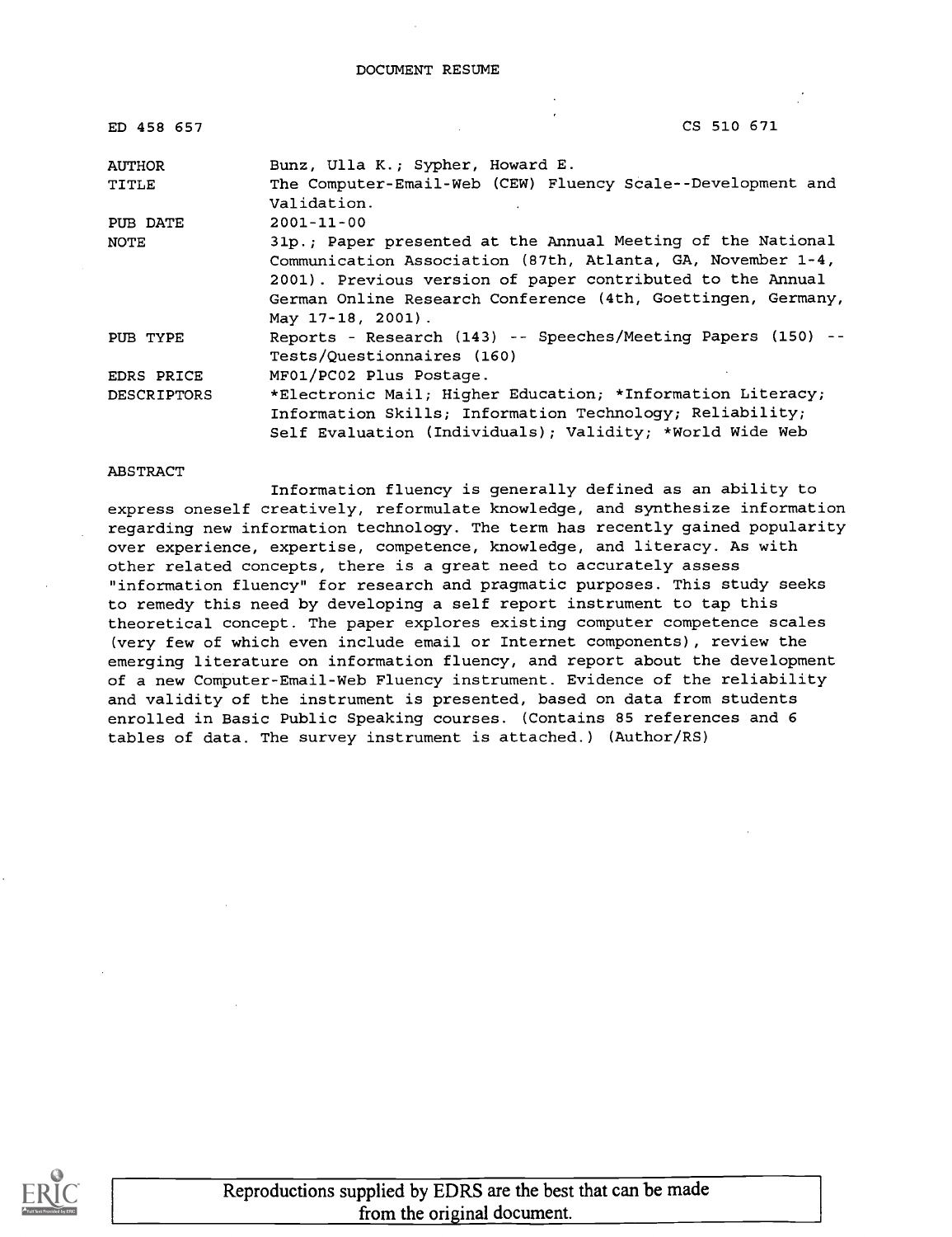DOCUMENT RESUME

| | |
|---|---|
| ED 458 657 | CS 510 671 |
| AUTHOR | Bunz, Ulla K.; Sypher, Howard E. |
| TITLE | The Computer-Email-Web (CEW) Fluency Scale--Development and Validation. |
| PUB DATE | 2001-11-00 |
| NOTE | 31p.; Paper presented at the Annual Meeting of the National Communication Association (87th, Atlanta, GA, November 1-4, 2001). Previous version of paper contributed to the Annual German Online Research Conference (4th, Goettingen, Germany, May 17-18, 2001). |
| PUB TYPE | Reports - Research (143) -- Speeches/Meeting Papers (150) -- Tests/Questionnaires (160) |
| EDRS PRICE | MF01/PC02 Plus Postage. |
| DESCRIPTORS | *Electronic Mail; Higher Education; *Information Literacy; Information Skills; Information Technology; Reliability; Self Evaluation (Individuals); Validity; *World Wide Web |

ABSTRACT

Information fluency is generally defined as an ability to express oneself creatively, reformulate knowledge, and synthesize information regarding new information technology. The term has recently gained popularity over experience, expertise, competence, knowledge, and literacy. As with other related concepts, there is a great need to accurately assess "information fluency" for research and pragmatic purposes. This study seeks to remedy this need by developing a self report instrument to tap this theoretical concept. The paper explores existing computer competence scales (very few of which even include email or Internet components), review the emerging literature on information fluency, and report about the development of a new Computer-Email-Web Fluency instrument. Evidence of the reliability and validity of the instrument is presented, based on data from students enrolled in Basic Public Speaking courses. (Contains 85 references and 6 tables of data. The survey instrument is attached.) (Author/RS)

Reproductions supplied by EDRS are the best that can be made from the original document.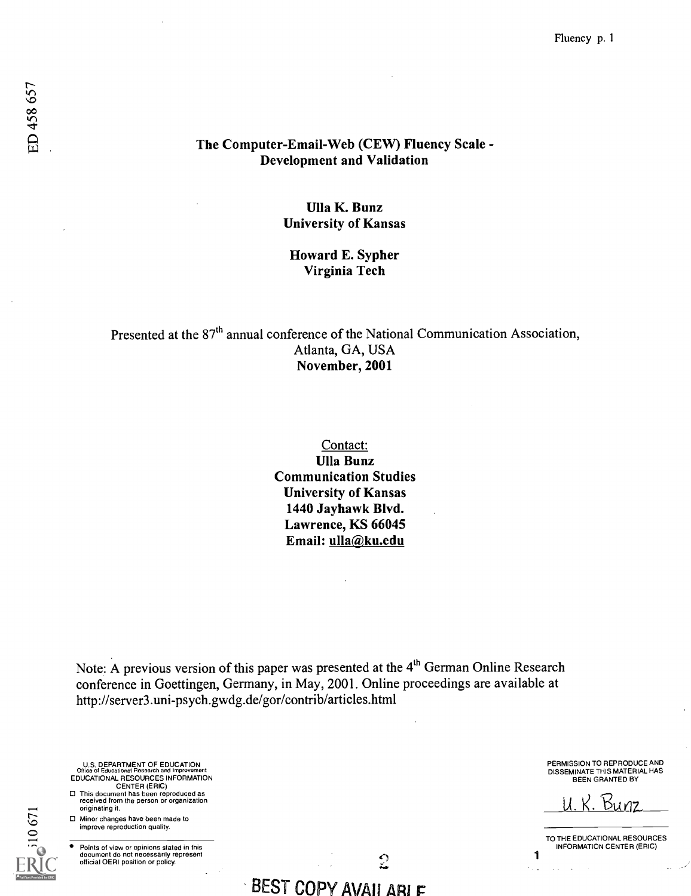# The Computer-Email-Web (CEW) Fluency Scale - Development and Validation

**Ulla K. Bunz**
**University of Kansas**

**Howard E. Sypher**
**Virginia Tech**

Presented at the 87th annual conference of the National Communication Association, Atlanta, GA, USA
**November, 2001**

Contact:
**Ulla Bunz**
**Communication Studies**
**University of Kansas**
**1440 Jayhawk Blvd.**
**Lawrence, KS 66045**
**Email: ulla@ku.edu**

Note: A previous version of this paper was presented at the 4th German Online Research conference in Goettingen, Germany, in May, 2001. Online proceedings are available at http://server3.uni-psych.gwdg.de/gor/contrib/articles.html

U.S. DEPARTMENT OF EDUCATION
Office of Educational Research and Improvement
EDUCATIONAL RESOURCES INFORMATION CENTER (ERIC)

- This document has been reproduced as received from the person or organization originating it.
- Minor changes have been made to improve reproduction quality.
- Points of view or opinions stated in this document do not necessarily represent official OERI position or policy.

PERMISSION TO REPRODUCE AND DISSEMINATE THIS MATERIAL HAS BEEN GRANTED BY

U. K. Bunz

TO THE EDUCATIONAL RESOURCES INFORMATION CENTER (ERIC)

BEST COPY AVAILABLE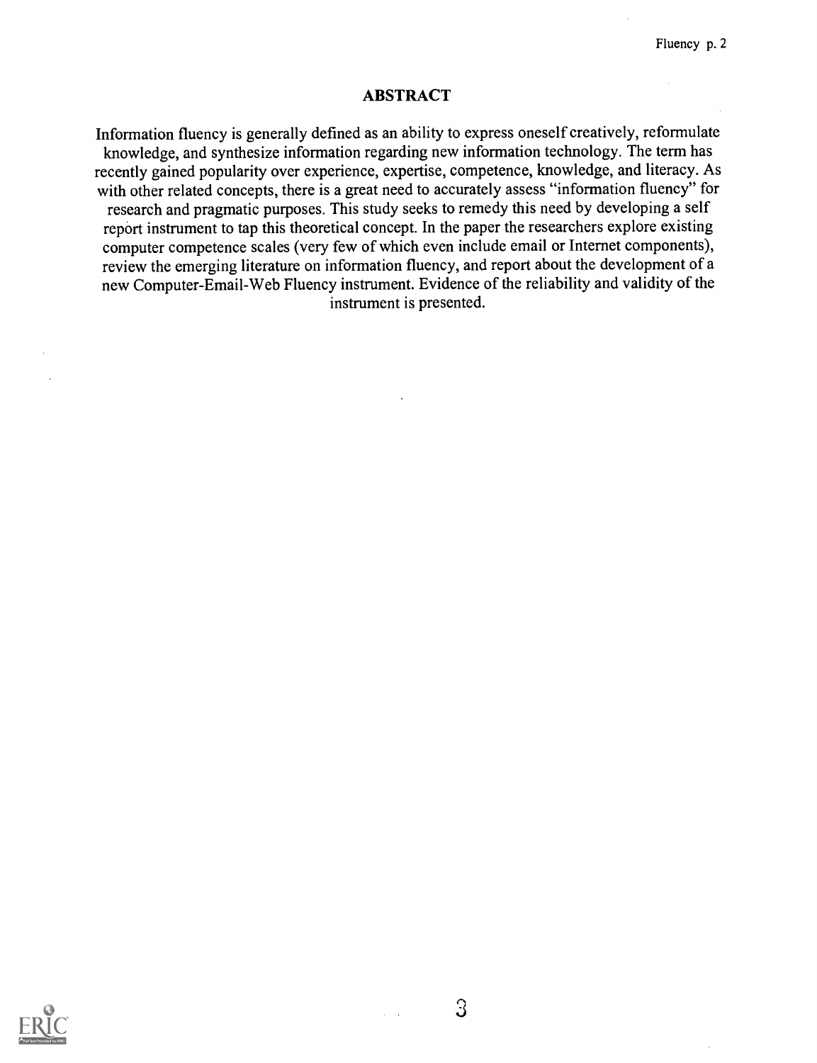## ABSTRACT

Information fluency is generally defined as an ability to express oneself creatively, reformulate knowledge, and synthesize information regarding new information technology. The term has recently gained popularity over experience, expertise, competence, knowledge, and literacy. As with other related concepts, there is a great need to accurately assess "information fluency" for research and pragmatic purposes. This study seeks to remedy this need by developing a self report instrument to tap this theoretical concept. In the paper the researchers explore existing computer competence scales (very few of which even include email or Internet components), review the emerging literature on information fluency, and report about the development of a new Computer-Email-Web Fluency instrument. Evidence of the reliability and validity of the instrument is presented.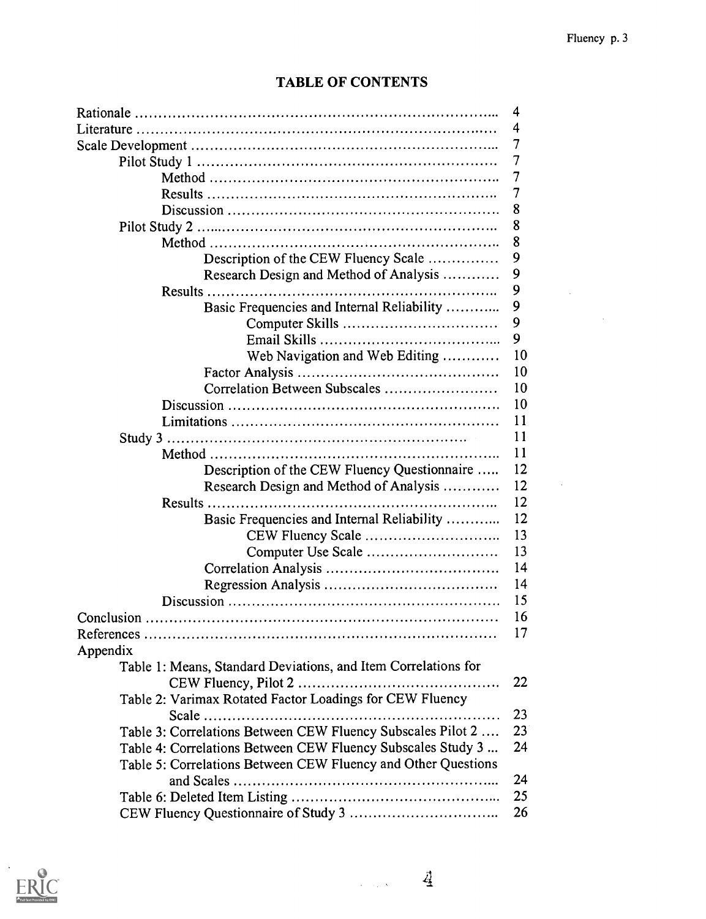# TABLE OF CONTENTS

| | |
|---|---|
| Rationale | 4 |
| Literature | 4 |
| Scale Development | 7 |
| &nbsp;&nbsp;&nbsp;&nbsp;Pilot Study 1 | 7 |
| &nbsp;&nbsp;&nbsp;&nbsp;&nbsp;&nbsp;&nbsp;&nbsp;Method | 7 |
| &nbsp;&nbsp;&nbsp;&nbsp;&nbsp;&nbsp;&nbsp;&nbsp;Results | 7 |
| &nbsp;&nbsp;&nbsp;&nbsp;&nbsp;&nbsp;&nbsp;&nbsp;Discussion | 8 |
| &nbsp;&nbsp;&nbsp;&nbsp;Pilot Study 2 | 8 |
| &nbsp;&nbsp;&nbsp;&nbsp;&nbsp;&nbsp;&nbsp;&nbsp;Method | 8 |
| &nbsp;&nbsp;&nbsp;&nbsp;&nbsp;&nbsp;&nbsp;&nbsp;&nbsp;&nbsp;&nbsp;&nbsp;Description of the CEW Fluency Scale | 9 |
| &nbsp;&nbsp;&nbsp;&nbsp;&nbsp;&nbsp;&nbsp;&nbsp;&nbsp;&nbsp;&nbsp;&nbsp;Research Design and Method of Analysis | 9 |
| &nbsp;&nbsp;&nbsp;&nbsp;&nbsp;&nbsp;&nbsp;&nbsp;Results | 9 |
| &nbsp;&nbsp;&nbsp;&nbsp;&nbsp;&nbsp;&nbsp;&nbsp;&nbsp;&nbsp;&nbsp;&nbsp;Basic Frequencies and Internal Reliability | 9 |
| &nbsp;&nbsp;&nbsp;&nbsp;&nbsp;&nbsp;&nbsp;&nbsp;&nbsp;&nbsp;&nbsp;&nbsp;&nbsp;&nbsp;&nbsp;&nbsp;Computer Skills | 9 |
| &nbsp;&nbsp;&nbsp;&nbsp;&nbsp;&nbsp;&nbsp;&nbsp;&nbsp;&nbsp;&nbsp;&nbsp;&nbsp;&nbsp;&nbsp;&nbsp;Email Skills | 9 |
| &nbsp;&nbsp;&nbsp;&nbsp;&nbsp;&nbsp;&nbsp;&nbsp;&nbsp;&nbsp;&nbsp;&nbsp;&nbsp;&nbsp;&nbsp;&nbsp;Web Navigation and Web Editing | 10 |
| &nbsp;&nbsp;&nbsp;&nbsp;&nbsp;&nbsp;&nbsp;&nbsp;&nbsp;&nbsp;&nbsp;&nbsp;Factor Analysis | 10 |
| &nbsp;&nbsp;&nbsp;&nbsp;&nbsp;&nbsp;&nbsp;&nbsp;&nbsp;&nbsp;&nbsp;&nbsp;Correlation Between Subscales | 10 |
| &nbsp;&nbsp;&nbsp;&nbsp;&nbsp;&nbsp;&nbsp;&nbsp;Discussion | 10 |
| &nbsp;&nbsp;&nbsp;&nbsp;&nbsp;&nbsp;&nbsp;&nbsp;Limitations | 11 |
| &nbsp;&nbsp;&nbsp;&nbsp;Study 3 | 11 |
| &nbsp;&nbsp;&nbsp;&nbsp;&nbsp;&nbsp;&nbsp;&nbsp;Method | 11 |
| &nbsp;&nbsp;&nbsp;&nbsp;&nbsp;&nbsp;&nbsp;&nbsp;&nbsp;&nbsp;&nbsp;&nbsp;Description of the CEW Fluency Questionnaire | 12 |
| &nbsp;&nbsp;&nbsp;&nbsp;&nbsp;&nbsp;&nbsp;&nbsp;&nbsp;&nbsp;&nbsp;&nbsp;Research Design and Method of Analysis | 12 |
| &nbsp;&nbsp;&nbsp;&nbsp;&nbsp;&nbsp;&nbsp;&nbsp;Results | 12 |
| &nbsp;&nbsp;&nbsp;&nbsp;&nbsp;&nbsp;&nbsp;&nbsp;&nbsp;&nbsp;&nbsp;&nbsp;Basic Frequencies and Internal Reliability | 12 |
| &nbsp;&nbsp;&nbsp;&nbsp;&nbsp;&nbsp;&nbsp;&nbsp;&nbsp;&nbsp;&nbsp;&nbsp;&nbsp;&nbsp;&nbsp;&nbsp;CEW Fluency Scale | 13 |
| &nbsp;&nbsp;&nbsp;&nbsp;&nbsp;&nbsp;&nbsp;&nbsp;&nbsp;&nbsp;&nbsp;&nbsp;&nbsp;&nbsp;&nbsp;&nbsp;Computer Use Scale | 13 |
| &nbsp;&nbsp;&nbsp;&nbsp;&nbsp;&nbsp;&nbsp;&nbsp;&nbsp;&nbsp;&nbsp;&nbsp;Correlation Analysis | 14 |
| &nbsp;&nbsp;&nbsp;&nbsp;&nbsp;&nbsp;&nbsp;&nbsp;&nbsp;&nbsp;&nbsp;&nbsp;Regression Analysis | 14 |
| &nbsp;&nbsp;&nbsp;&nbsp;&nbsp;&nbsp;&nbsp;&nbsp;Discussion | 15 |
| Conclusion | 16 |
| References | 17 |
| Appendix | |
| &nbsp;&nbsp;&nbsp;&nbsp;Table 1: Means, Standard Deviations, and Item Correlations for CEW Fluency, Pilot 2 | 22 |
| &nbsp;&nbsp;&nbsp;&nbsp;Table 2: Varimax Rotated Factor Loadings for CEW Fluency Scale | 23 |
| &nbsp;&nbsp;&nbsp;&nbsp;Table 3: Correlations Between CEW Fluency Subscales Pilot 2 | 23 |
| &nbsp;&nbsp;&nbsp;&nbsp;Table 4: Correlations Between CEW Fluency Subscales Study 3 | 24 |
| &nbsp;&nbsp;&nbsp;&nbsp;Table 5: Correlations Between CEW Fluency and Other Questions and Scales | 24 |
| &nbsp;&nbsp;&nbsp;&nbsp;Table 6: Deleted Item Listing | 25 |
| &nbsp;&nbsp;&nbsp;&nbsp;CEW Fluency Questionnaire of Study 3 | 26 |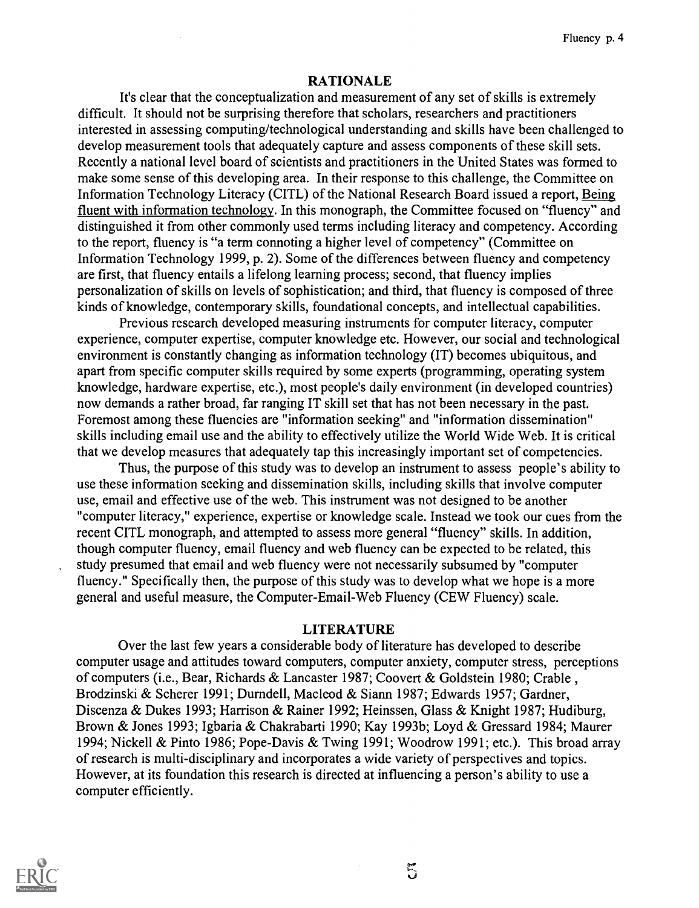## RATIONALE

It's clear that the conceptualization and measurement of any set of skills is extremely difficult. It should not be surprising therefore that scholars, researchers and practitioners interested in assessing computing/technological understanding and skills have been challenged to develop measurement tools that adequately capture and assess components of these skill sets. Recently a national level board of scientists and practitioners in the United States was formed to make some sense of this developing area. In their response to this challenge, the Committee on Information Technology Literacy (CITL) of the National Research Board issued a report, Being fluent with information technology. In this monograph, the Committee focused on "fluency" and distinguished it from other commonly used terms including literacy and competency. According to the report, fluency is "a term connoting a higher level of competency" (Committee on Information Technology 1999, p. 2). Some of the differences between fluency and competency are first, that fluency entails a lifelong learning process; second, that fluency implies personalization of skills on levels of sophistication; and third, that fluency is composed of three kinds of knowledge, contemporary skills, foundational concepts, and intellectual capabilities.

Previous research developed measuring instruments for computer literacy, computer experience, computer expertise, computer knowledge etc. However, our social and technological environment is constantly changing as information technology (IT) becomes ubiquitous, and apart from specific computer skills required by some experts (programming, operating system knowledge, hardware expertise, etc.), most people's daily environment (in developed countries) now demands a rather broad, far ranging IT skill set that has not been necessary in the past. Foremost among these fluencies are "information seeking" and "information dissemination" skills including email use and the ability to effectively utilize the World Wide Web. It is critical that we develop measures that adequately tap this increasingly important set of competencies.

Thus, the purpose of this study was to develop an instrument to assess people's ability to use these information seeking and dissemination skills, including skills that involve computer use, email and effective use of the web. This instrument was not designed to be another "computer literacy," experience, expertise or knowledge scale. Instead we took our cues from the recent CITL monograph, and attempted to assess more general "fluency" skills. In addition, though computer fluency, email fluency and web fluency can be expected to be related, this study presumed that email and web fluency were not necessarily subsumed by "computer fluency." Specifically then, the purpose of this study was to develop what we hope is a more general and useful measure, the Computer-Email-Web Fluency (CEW Fluency) scale.

## LITERATURE

Over the last few years a considerable body of literature has developed to describe computer usage and attitudes toward computers, computer anxiety, computer stress, perceptions of computers (i.e., Bear, Richards & Lancaster 1987; Coovert & Goldstein 1980; Crable, Brodzinski & Scherer 1991; Durndell, Macleod & Siann 1987; Edwards 1957; Gardner, Discenza & Dukes 1993; Harrison & Rainer 1992; Heinssen, Glass & Knight 1987; Hudiburg, Brown & Jones 1993; Igbaria & Chakrabarti 1990; Kay 1993b; Loyd & Gressard 1984; Maurer 1994; Nickell & Pinto 1986; Pope-Davis & Twing 1991; Woodrow 1991; etc.). This broad array of research is multi-disciplinary and incorporates a wide variety of perspectives and topics. However, at its foundation this research is directed at influencing a person's ability to use a computer efficiently.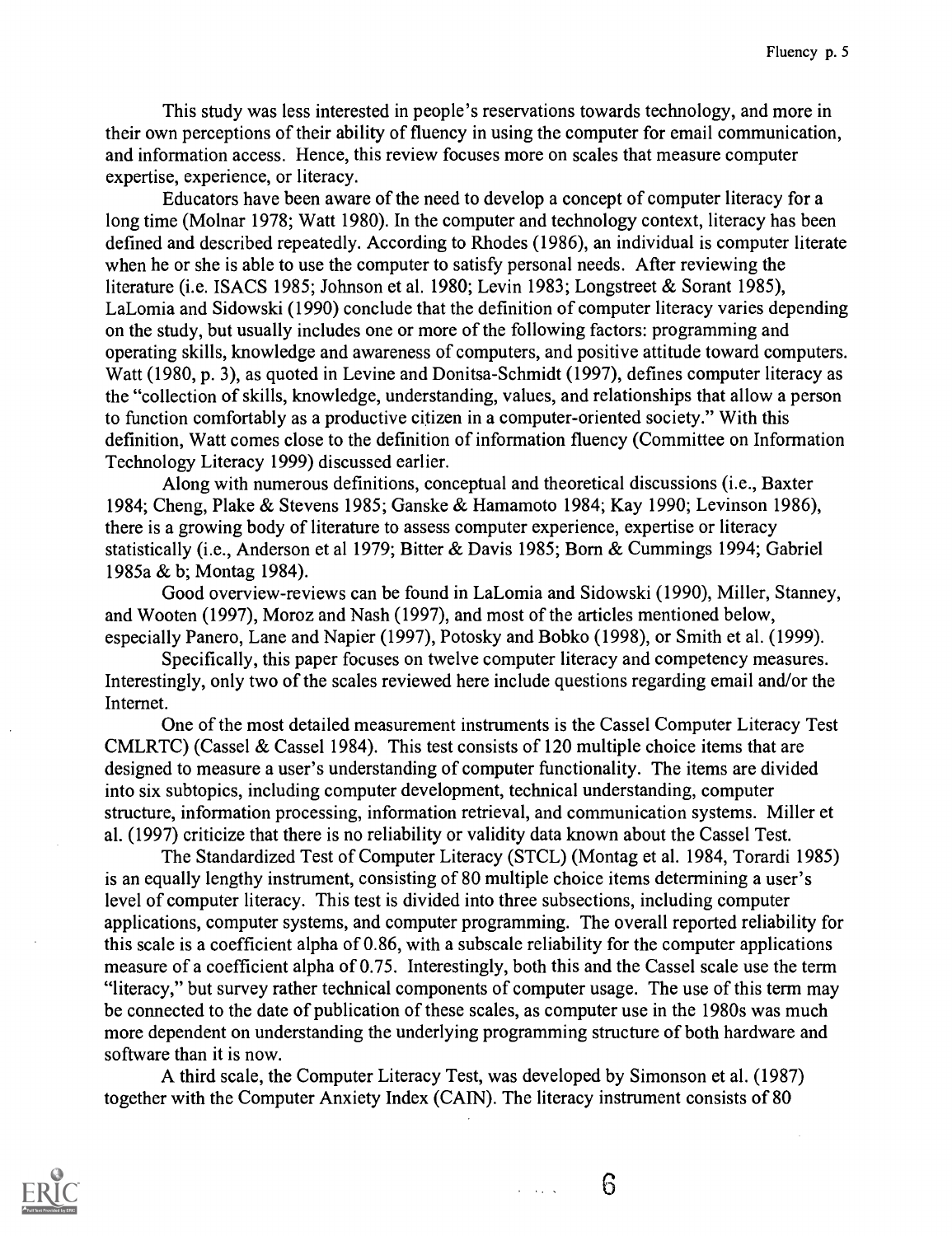This study was less interested in people's reservations towards technology, and more in their own perceptions of their ability of fluency in using the computer for email communication, and information access. Hence, this review focuses more on scales that measure computer expertise, experience, or literacy.

Educators have been aware of the need to develop a concept of computer literacy for a long time (Molnar 1978; Watt 1980). In the computer and technology context, literacy has been defined and described repeatedly. According to Rhodes (1986), an individual is computer literate when he or she is able to use the computer to satisfy personal needs. After reviewing the literature (i.e. ISACS 1985; Johnson et al. 1980; Levin 1983; Longstreet & Sorant 1985), LaLomia and Sidowski (1990) conclude that the definition of computer literacy varies depending on the study, but usually includes one or more of the following factors: programming and operating skills, knowledge and awareness of computers, and positive attitude toward computers. Watt (1980, p. 3), as quoted in Levine and Donitsa-Schmidt (1997), defines computer literacy as the "collection of skills, knowledge, understanding, values, and relationships that allow a person to function comfortably as a productive citizen in a computer-oriented society." With this definition, Watt comes close to the definition of information fluency (Committee on Information Technology Literacy 1999) discussed earlier.

Along with numerous definitions, conceptual and theoretical discussions (i.e., Baxter 1984; Cheng, Plake & Stevens 1985; Ganske & Hamamoto 1984; Kay 1990; Levinson 1986), there is a growing body of literature to assess computer experience, expertise or literacy statistically (i.e., Anderson et al 1979; Bitter & Davis 1985; Born & Cummings 1994; Gabriel 1985a & b; Montag 1984).

Good overview-reviews can be found in LaLomia and Sidowski (1990), Miller, Stanney, and Wooten (1997), Moroz and Nash (1997), and most of the articles mentioned below, especially Panero, Lane and Napier (1997), Potosky and Bobko (1998), or Smith et al. (1999).

Specifically, this paper focuses on twelve computer literacy and competency measures. Interestingly, only two of the scales reviewed here include questions regarding email and/or the Internet.

One of the most detailed measurement instruments is the Cassel Computer Literacy Test CMLRTC) (Cassel & Cassel 1984). This test consists of 120 multiple choice items that are designed to measure a user's understanding of computer functionality. The items are divided into six subtopics, including computer development, technical understanding, computer structure, information processing, information retrieval, and communication systems. Miller et al. (1997) criticize that there is no reliability or validity data known about the Cassel Test.

The Standardized Test of Computer Literacy (STCL) (Montag et al. 1984, Torardi 1985) is an equally lengthy instrument, consisting of 80 multiple choice items determining a user's level of computer literacy. This test is divided into three subsections, including computer applications, computer systems, and computer programming. The overall reported reliability for this scale is a coefficient alpha of 0.86, with a subscale reliability for the computer applications measure of a coefficient alpha of 0.75. Interestingly, both this and the Cassel scale use the term "literacy," but survey rather technical components of computer usage. The use of this term may be connected to the date of publication of these scales, as computer use in the 1980s was much more dependent on understanding the underlying programming structure of both hardware and software than it is now.

A third scale, the Computer Literacy Test, was developed by Simonson et al. (1987) together with the Computer Anxiety Index (CAIN). The literacy instrument consists of 80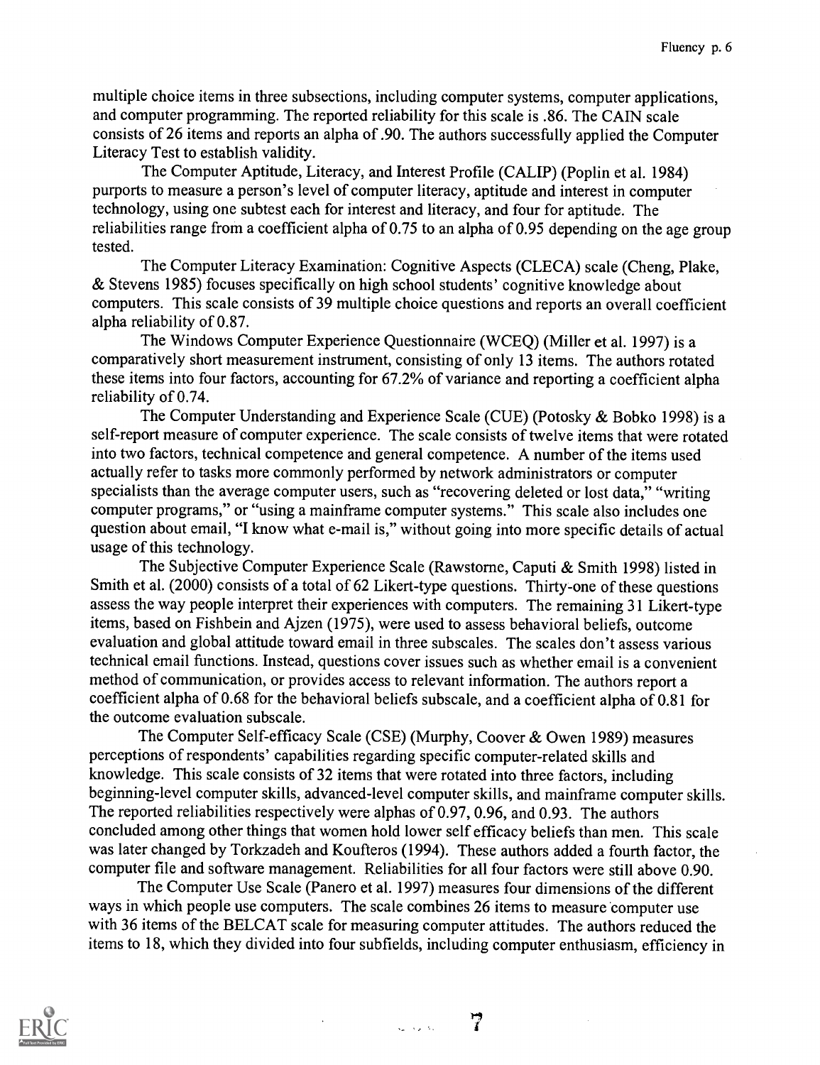multiple choice items in three subsections, including computer systems, computer applications, and computer programming. The reported reliability for this scale is .86. The CAIN scale consists of 26 items and reports an alpha of .90. The authors successfully applied the Computer Literacy Test to establish validity.

The Computer Aptitude, Literacy, and Interest Profile (CALIP) (Poplin et al. 1984) purports to measure a person's level of computer literacy, aptitude and interest in computer technology, using one subtest each for interest and literacy, and four for aptitude. The reliabilities range from a coefficient alpha of 0.75 to an alpha of 0.95 depending on the age group tested.

The Computer Literacy Examination: Cognitive Aspects (CLECA) scale (Cheng, Plake, & Stevens 1985) focuses specifically on high school students' cognitive knowledge about computers. This scale consists of 39 multiple choice questions and reports an overall coefficient alpha reliability of 0.87.

The Windows Computer Experience Questionnaire (WCEQ) (Miller et al. 1997) is a comparatively short measurement instrument, consisting of only 13 items. The authors rotated these items into four factors, accounting for 67.2% of variance and reporting a coefficient alpha reliability of 0.74.

The Computer Understanding and Experience Scale (CUE) (Potosky & Bobko 1998) is a self-report measure of computer experience. The scale consists of twelve items that were rotated into two factors, technical competence and general competence. A number of the items used actually refer to tasks more commonly performed by network administrators or computer specialists than the average computer users, such as "recovering deleted or lost data," "writing computer programs," or "using a mainframe computer systems." This scale also includes one question about email, "I know what e-mail is," without going into more specific details of actual usage of this technology.

The Subjective Computer Experience Scale (Rawstorne, Caputi & Smith 1998) listed in Smith et al. (2000) consists of a total of 62 Likert-type questions. Thirty-one of these questions assess the way people interpret their experiences with computers. The remaining 31 Likert-type items, based on Fishbein and Ajzen (1975), were used to assess behavioral beliefs, outcome evaluation and global attitude toward email in three subscales. The scales don't assess various technical email functions. Instead, questions cover issues such as whether email is a convenient method of communication, or provides access to relevant information. The authors report a coefficient alpha of 0.68 for the behavioral beliefs subscale, and a coefficient alpha of 0.81 for the outcome evaluation subscale.

The Computer Self-efficacy Scale (CSE) (Murphy, Coover & Owen 1989) measures perceptions of respondents' capabilities regarding specific computer-related skills and knowledge. This scale consists of 32 items that were rotated into three factors, including beginning-level computer skills, advanced-level computer skills, and mainframe computer skills. The reported reliabilities respectively were alphas of 0.97, 0.96, and 0.93. The authors concluded among other things that women hold lower self efficacy beliefs than men. This scale was later changed by Torkzadeh and Koufteros (1994). These authors added a fourth factor, the computer file and software management. Reliabilities for all four factors were still above 0.90.

The Computer Use Scale (Panero et al. 1997) measures four dimensions of the different ways in which people use computers. The scale combines 26 items to measure computer use with 36 items of the BELCAT scale for measuring computer attitudes. The authors reduced the items to 18, which they divided into four subfields, including computer enthusiasm, efficiency in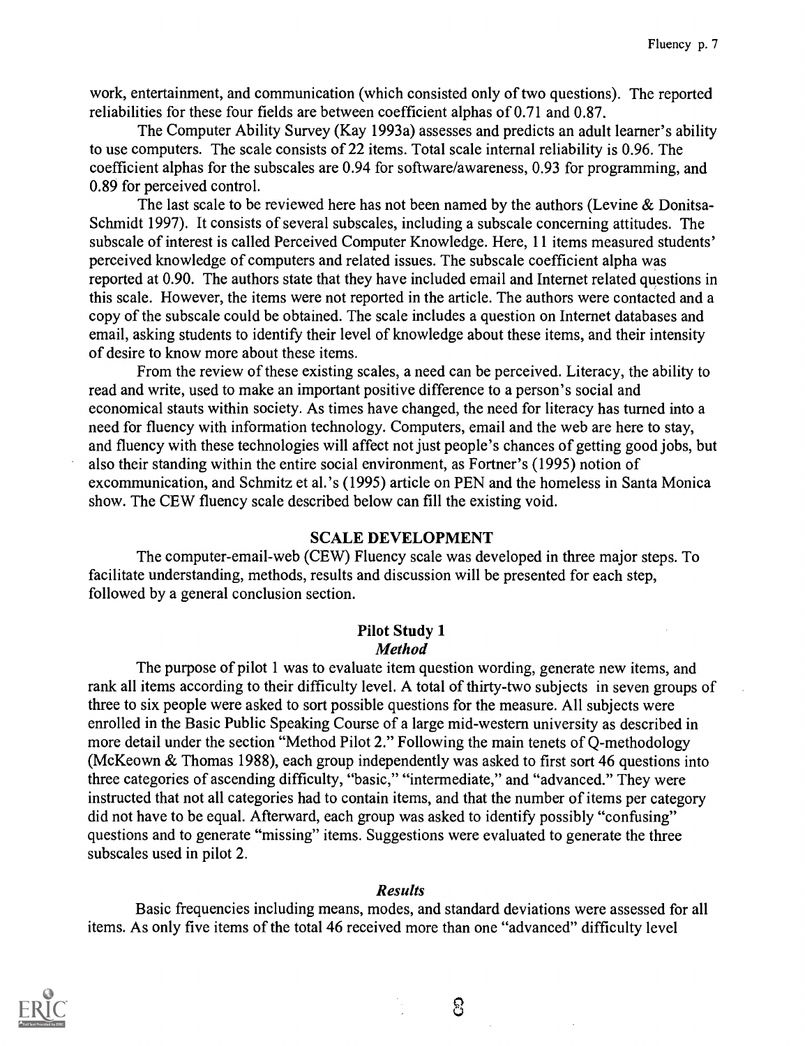work, entertainment, and communication (which consisted only of two questions). The reported reliabilities for these four fields are between coefficient alphas of 0.71 and 0.87.

The Computer Ability Survey (Kay 1993a) assesses and predicts an adult learner's ability to use computers. The scale consists of 22 items. Total scale internal reliability is 0.96. The coefficient alphas for the subscales are 0.94 for software/awareness, 0.93 for programming, and 0.89 for perceived control.

The last scale to be reviewed here has not been named by the authors (Levine & Donitsa-Schmidt 1997). It consists of several subscales, including a subscale concerning attitudes. The subscale of interest is called Perceived Computer Knowledge. Here, 11 items measured students' perceived knowledge of computers and related issues. The subscale coefficient alpha was reported at 0.90. The authors state that they have included email and Internet related questions in this scale. However, the items were not reported in the article. The authors were contacted and a copy of the subscale could be obtained. The scale includes a question on Internet databases and email, asking students to identify their level of knowledge about these items, and their intensity of desire to know more about these items.

From the review of these existing scales, a need can be perceived. Literacy, the ability to read and write, used to make an important positive difference to a person's social and economical stauts within society. As times have changed, the need for literacy has turned into a need for fluency with information technology. Computers, email and the web are here to stay, and fluency with these technologies will affect not just people's chances of getting good jobs, but also their standing within the entire social environment, as Fortner's (1995) notion of excommunication, and Schmitz et al.'s (1995) article on PEN and the homeless in Santa Monica show. The CEW fluency scale described below can fill the existing void.

## SCALE DEVELOPMENT

The computer-email-web (CEW) Fluency scale was developed in three major steps. To facilitate understanding, methods, results and discussion will be presented for each step, followed by a general conclusion section.

### Pilot Study 1

#### *Method*

The purpose of pilot 1 was to evaluate item question wording, generate new items, and rank all items according to their difficulty level. A total of thirty-two subjects in seven groups of three to six people were asked to sort possible questions for the measure. All subjects were enrolled in the Basic Public Speaking Course of a large mid-western university as described in more detail under the section "Method Pilot 2." Following the main tenets of Q-methodology (McKeown & Thomas 1988), each group independently was asked to first sort 46 questions into three categories of ascending difficulty, "basic," "intermediate," and "advanced." They were instructed that not all categories had to contain items, and that the number of items per category did not have to be equal. Afterward, each group was asked to identify possibly "confusing" questions and to generate "missing" items. Suggestions were evaluated to generate the three subscales used in pilot 2.

#### *Results*

Basic frequencies including means, modes, and standard deviations were assessed for all items. As only five items of the total 46 received more than one "advanced" difficulty level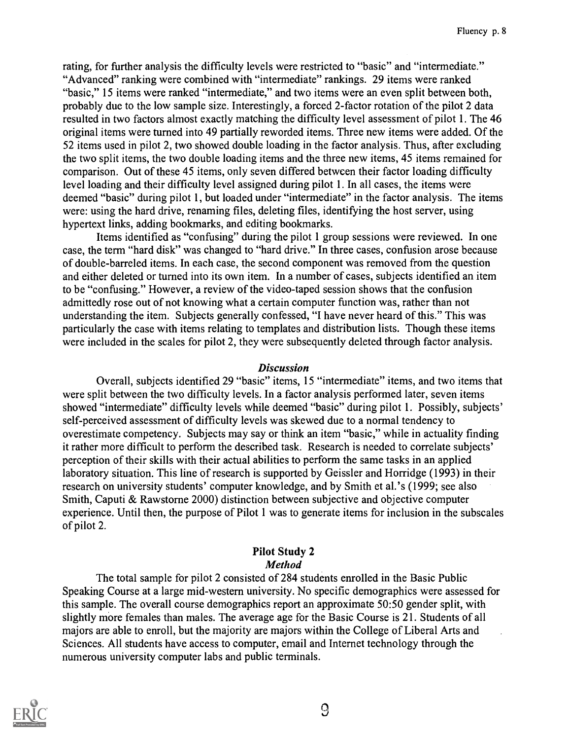rating, for further analysis the difficulty levels were restricted to "basic" and "intermediate." "Advanced" ranking were combined with "intermediate" rankings. 29 items were ranked "basic," 15 items were ranked "intermediate," and two items were an even split between both, probably due to the low sample size. Interestingly, a forced 2-factor rotation of the pilot 2 data resulted in two factors almost exactly matching the difficulty level assessment of pilot 1. The 46 original items were turned into 49 partially reworded items. Three new items were added. Of the 52 items used in pilot 2, two showed double loading in the factor analysis. Thus, after excluding the two split items, the two double loading items and the three new items, 45 items remained for comparison. Out of these 45 items, only seven differed between their factor loading difficulty level loading and their difficulty level assigned during pilot 1. In all cases, the items were deemed "basic" during pilot 1, but loaded under "intermediate" in the factor analysis. The items were: using the hard drive, renaming files, deleting files, identifying the host server, using hypertext links, adding bookmarks, and editing bookmarks.

Items identified as "confusing" during the pilot 1 group sessions were reviewed. In one case, the term "hard disk" was changed to "hard drive." In three cases, confusion arose because of double-barreled items. In each case, the second component was removed from the question and either deleted or turned into its own item. In a number of cases, subjects identified an item to be "confusing." However, a review of the video-taped session shows that the confusion admittedly rose out of not knowing what a certain computer function was, rather than not understanding the item. Subjects generally confessed, "I have never heard of this." This was particularly the case with items relating to templates and distribution lists. Though these items were included in the scales for pilot 2, they were subsequently deleted through factor analysis.

### *Discussion*

Overall, subjects identified 29 "basic" items, 15 "intermediate" items, and two items that were split between the two difficulty levels. In a factor analysis performed later, seven items showed "intermediate" difficulty levels while deemed "basic" during pilot 1. Possibly, subjects' self-perceived assessment of difficulty levels was skewed due to a normal tendency to overestimate competency. Subjects may say or think an item "basic," while in actuality finding it rather more difficult to perform the described task. Research is needed to correlate subjects' perception of their skills with their actual abilities to perform the same tasks in an applied laboratory situation. This line of research is supported by Geissler and Horridge (1993) in their research on university students' computer knowledge, and by Smith et al.'s (1999; see also Smith, Caputi & Rawstorne 2000) distinction between subjective and objective computer experience. Until then, the purpose of Pilot 1 was to generate items for inclusion in the subscales of pilot 2.

## Pilot Study 2

### *Method*

The total sample for pilot 2 consisted of 284 students enrolled in the Basic Public Speaking Course at a large mid-western university. No specific demographics were assessed for this sample. The overall course demographics report an approximate 50:50 gender split, with slightly more females than males. The average age for the Basic Course is 21. Students of all majors are able to enroll, but the majority are majors within the College of Liberal Arts and Sciences. All students have access to computer, email and Internet technology through the numerous university computer labs and public terminals.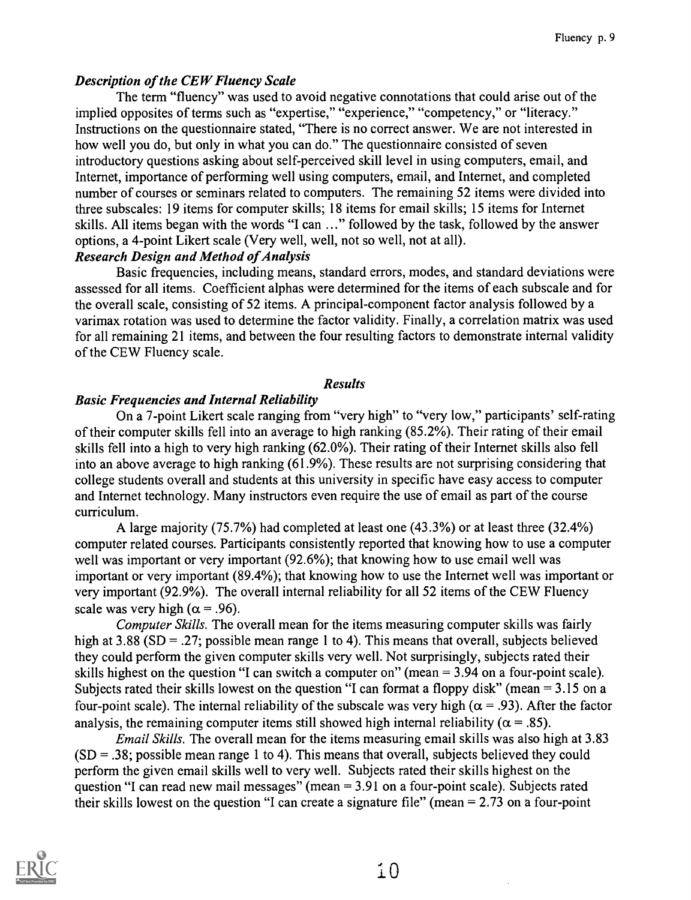### *Description of the CEW Fluency Scale*

The term "fluency" was used to avoid negative connotations that could arise out of the implied opposites of terms such as "expertise," "experience," "competency," or "literacy." Instructions on the questionnaire stated, "There is no correct answer. We are not interested in how well you do, but only in what you can do." The questionnaire consisted of seven introductory questions asking about self-perceived skill level in using computers, email, and Internet, importance of performing well using computers, email, and Internet, and completed number of courses or seminars related to computers. The remaining 52 items were divided into three subscales: 19 items for computer skills; 18 items for email skills; 15 items for Internet skills. All items began with the words "I can ..." followed by the task, followed by the answer options, a 4-point Likert scale (Very well, well, not so well, not at all).

### *Research Design and Method of Analysis*

Basic frequencies, including means, standard errors, modes, and standard deviations were assessed for all items. Coefficient alphas were determined for the items of each subscale and for the overall scale, consisting of 52 items. A principal-component factor analysis followed by a varimax rotation was used to determine the factor validity. Finally, a correlation matrix was used for all remaining 21 items, and between the four resulting factors to demonstrate internal validity of the CEW Fluency scale.

## *Results*

### *Basic Frequencies and Internal Reliability*

On a 7-point Likert scale ranging from "very high" to "very low," participants' self-rating of their computer skills fell into an average to high ranking (85.2%). Their rating of their email skills fell into a high to very high ranking (62.0%). Their rating of their Internet skills also fell into an above average to high ranking (61.9%). These results are not surprising considering that college students overall and students at this university in specific have easy access to computer and Internet technology. Many instructors even require the use of email as part of the course curriculum.

A large majority (75.7%) had completed at least one (43.3%) or at least three (32.4%) computer related courses. Participants consistently reported that knowing how to use a computer well was important or very important (92.6%); that knowing how to use email well was important or very important (89.4%); that knowing how to use the Internet well was important or very important (92.9%). The overall internal reliability for all 52 items of the CEW Fluency scale was very high ($\alpha = .96$).

*Computer Skills.* The overall mean for the items measuring computer skills was fairly high at 3.88 (SD = .27; possible mean range 1 to 4). This means that overall, subjects believed they could perform the given computer skills very well. Not surprisingly, subjects rated their skills highest on the question "I can switch a computer on" (mean = 3.94 on a four-point scale). Subjects rated their skills lowest on the question "I can format a floppy disk" (mean = 3.15 on a four-point scale). The internal reliability of the subscale was very high ($\alpha = .93$). After the factor analysis, the remaining computer items still showed high internal reliability ($\alpha = .85$).

*Email Skills.* The overall mean for the items measuring email skills was also high at 3.83 (SD = .38; possible mean range 1 to 4). This means that overall, subjects believed they could perform the given email skills well to very well. Subjects rated their skills highest on the question "I can read new mail messages" (mean = 3.91 on a four-point scale). Subjects rated their skills lowest on the question "I can create a signature file" (mean = 2.73 on a four-point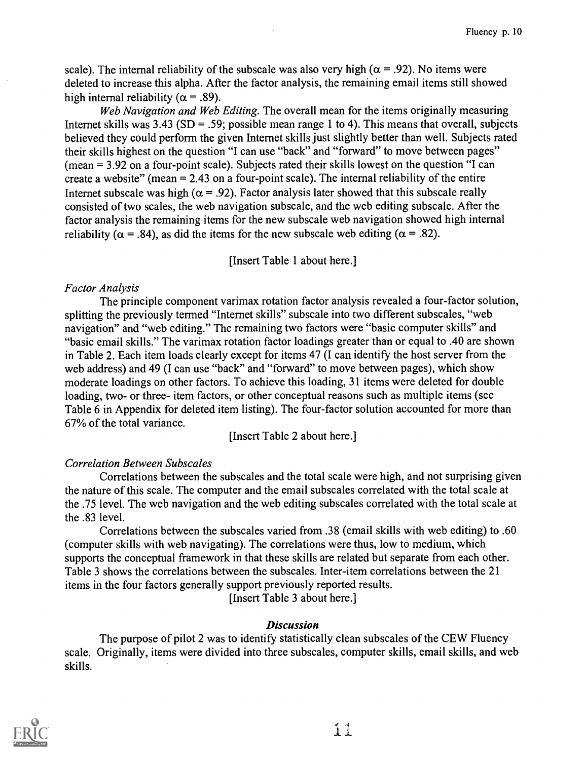scale). The internal reliability of the subscale was also very high ($\alpha = .92$). No items were deleted to increase this alpha. After the factor analysis, the remaining email items still showed high internal reliability ($\alpha = .89$).

*Web Navigation and Web Editing.* The overall mean for the items originally measuring Internet skills was 3.43 (SD = .59; possible mean range 1 to 4). This means that overall, subjects believed they could perform the given Internet skills just slightly better than well. Subjects rated their skills highest on the question "I can use "back" and "forward" to move between pages" (mean = 3.92 on a four-point scale). Subjects rated their skills lowest on the question "I can create a website" (mean = 2.43 on a four-point scale). The internal reliability of the entire Internet subscale was high ($\alpha = .92$). Factor analysis later showed that this subscale really consisted of two scales, the web navigation subscale, and the web editing subscale. After the factor analysis the remaining items for the new subscale web navigation showed high internal reliability ($\alpha = .84$), as did the items for the new subscale web editing ($\alpha = .82$).

[Insert Table 1 about here.]

*Factor Analysis*

The principle component varimax rotation factor analysis revealed a four-factor solution, splitting the previously termed "Internet skills" subscale into two different subscales, "web navigation" and "web editing." The remaining two factors were "basic computer skills" and "basic email skills." The varimax rotation factor loadings greater than or equal to .40 are shown in Table 2. Each item loads clearly except for items 47 (I can identify the host server from the web address) and 49 (I can use "back" and "forward" to move between pages), which show moderate loadings on other factors. To achieve this loading, 31 items were deleted for double loading, two- or three- item factors, or other conceptual reasons such as multiple items (see Table 6 in Appendix for deleted item listing). The four-factor solution accounted for more than 67% of the total variance.

[Insert Table 2 about here.]

*Correlation Between Subscales*

Correlations between the subscales and the total scale were high, and not surprising given the nature of this scale. The computer and the email subscales correlated with the total scale at the .75 level. The web navigation and the web editing subscales correlated with the total scale at the .83 level.

Correlations between the subscales varied from .38 (email skills with web editing) to .60 (computer skills with web navigating). The correlations were thus, low to medium, which supports the conceptual framework in that these skills are related but separate from each other. Table 3 shows the correlations between the subscales. Inter-item correlations between the 21 items in the four factors generally support previously reported results.

[Insert Table 3 about here.]

### *Discussion*

The purpose of pilot 2 was to identify statistically clean subscales of the CEW Fluency scale. Originally, items were divided into three subscales, computer skills, email skills, and web skills.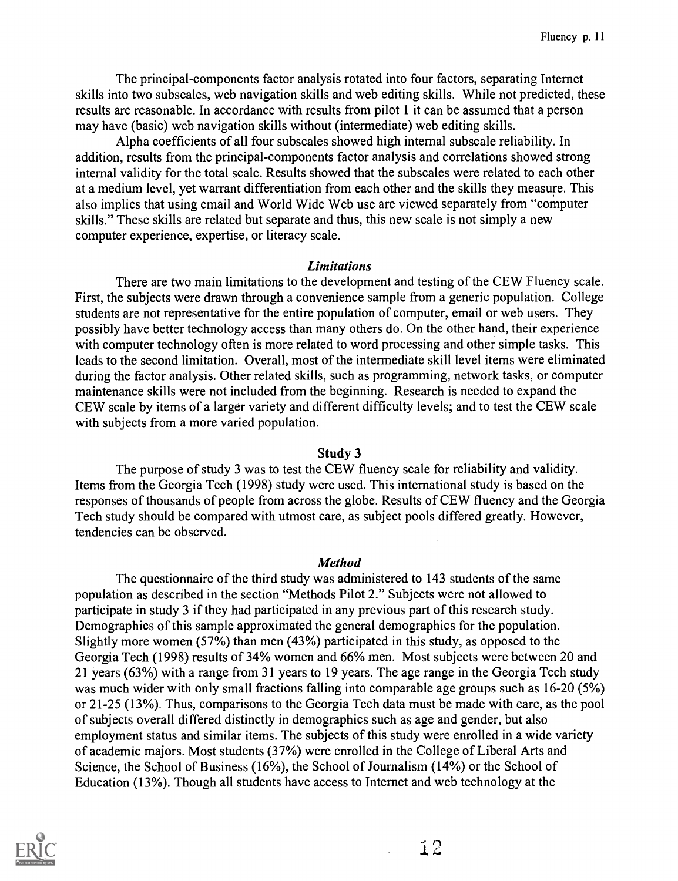The principal-components factor analysis rotated into four factors, separating Internet skills into two subscales, web navigation skills and web editing skills. While not predicted, these results are reasonable. In accordance with results from pilot 1 it can be assumed that a person may have (basic) web navigation skills without (intermediate) web editing skills.

Alpha coefficients of all four subscales showed high internal subscale reliability. In addition, results from the principal-components factor analysis and correlations showed strong internal validity for the total scale. Results showed that the subscales were related to each other at a medium level, yet warrant differentiation from each other and the skills they measure. This also implies that using email and World Wide Web use are viewed separately from "computer skills." These skills are related but separate and thus, this new scale is not simply a new computer experience, expertise, or literacy scale.

### *Limitations*

There are two main limitations to the development and testing of the CEW Fluency scale. First, the subjects were drawn through a convenience sample from a generic population. College students are not representative for the entire population of computer, email or web users. They possibly have better technology access than many others do. On the other hand, their experience with computer technology often is more related to word processing and other simple tasks. This leads to the second limitation. Overall, most of the intermediate skill level items were eliminated during the factor analysis. Other related skills, such as programming, network tasks, or computer maintenance skills were not included from the beginning. Research is needed to expand the CEW scale by items of a larger variety and different difficulty levels; and to test the CEW scale with subjects from a more varied population.

## Study 3

The purpose of study 3 was to test the CEW fluency scale for reliability and validity. Items from the Georgia Tech (1998) study were used. This international study is based on the responses of thousands of people from across the globe. Results of CEW fluency and the Georgia Tech study should be compared with utmost care, as subject pools differed greatly. However, tendencies can be observed.

### *Method*

The questionnaire of the third study was administered to 143 students of the same population as described in the section "Methods Pilot 2." Subjects were not allowed to participate in study 3 if they had participated in any previous part of this research study. Demographics of this sample approximated the general demographics for the population. Slightly more women (57%) than men (43%) participated in this study, as opposed to the Georgia Tech (1998) results of 34% women and 66% men. Most subjects were between 20 and 21 years (63%) with a range from 31 years to 19 years. The age range in the Georgia Tech study was much wider with only small fractions falling into comparable age groups such as 16-20 (5%) or 21-25 (13%). Thus, comparisons to the Georgia Tech data must be made with care, as the pool of subjects overall differed distinctly in demographics such as age and gender, but also employment status and similar items. The subjects of this study were enrolled in a wide variety of academic majors. Most students (37%) were enrolled in the College of Liberal Arts and Science, the School of Business (16%), the School of Journalism (14%) or the School of Education (13%). Though all students have access to Internet and web technology at the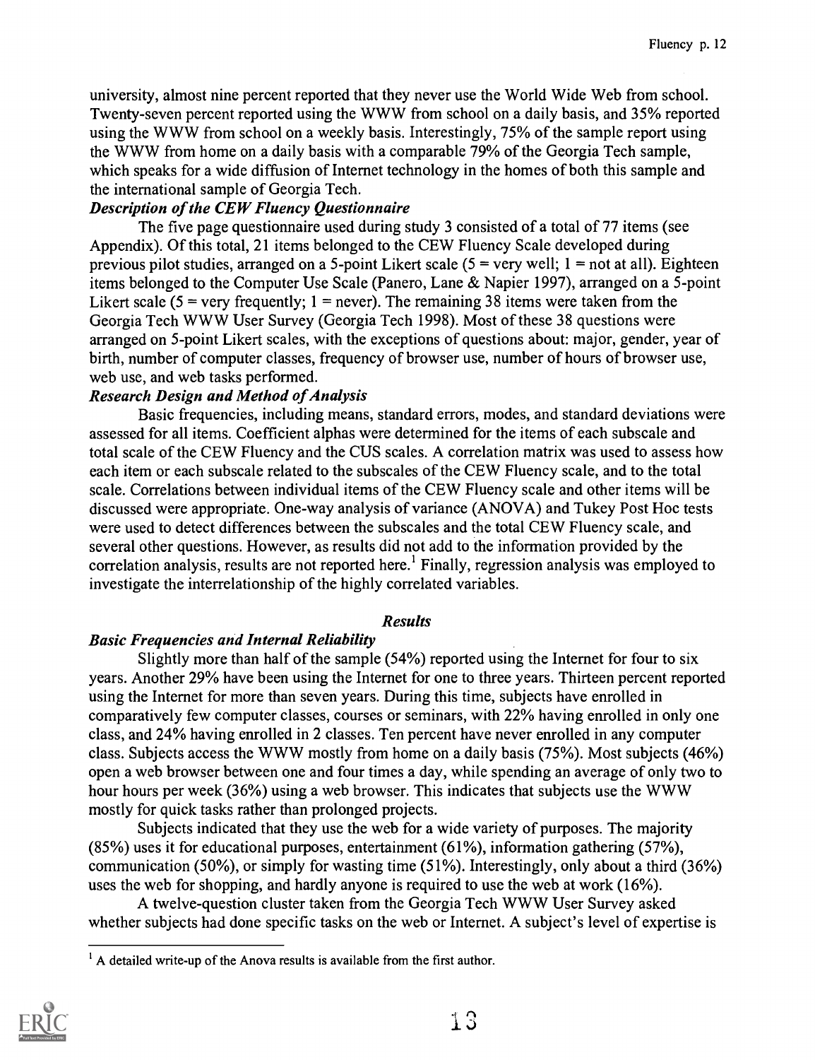university, almost nine percent reported that they never use the World Wide Web from school. Twenty-seven percent reported using the WWW from school on a daily basis, and 35% reported using the WWW from school on a weekly basis. Interestingly, 75% of the sample report using the WWW from home on a daily basis with a comparable 79% of the Georgia Tech sample, which speaks for a wide diffusion of Internet technology in the homes of both this sample and the international sample of Georgia Tech.

***Description of the CEW Fluency Questionnaire***

The five page questionnaire used during study 3 consisted of a total of 77 items (see Appendix). Of this total, 21 items belonged to the CEW Fluency Scale developed during previous pilot studies, arranged on a 5-point Likert scale (5 = very well; 1 = not at all). Eighteen items belonged to the Computer Use Scale (Panero, Lane & Napier 1997), arranged on a 5-point Likert scale (5 = very frequently; 1 = never). The remaining 38 items were taken from the Georgia Tech WWW User Survey (Georgia Tech 1998). Most of these 38 questions were arranged on 5-point Likert scales, with the exceptions of questions about: major, gender, year of birth, number of computer classes, frequency of browser use, number of hours of browser use, web use, and web tasks performed.

***Research Design and Method of Analysis***

Basic frequencies, including means, standard errors, modes, and standard deviations were assessed for all items. Coefficient alphas were determined for the items of each subscale and total scale of the CEW Fluency and the CUS scales. A correlation matrix was used to assess how each item or each subscale related to the subscales of the CEW Fluency scale, and to the total scale. Correlations between individual items of the CEW Fluency scale and other items will be discussed were appropriate. One-way analysis of variance (ANOVA) and Tukey Post Hoc tests were used to detect differences between the subscales and the total CEW Fluency scale, and several other questions. However, as results did not add to the information provided by the correlation analysis, results are not reported here.[1] Finally, regression analysis was employed to investigate the interrelationship of the highly correlated variables.

## *Results*

***Basic Frequencies and Internal Reliability***

Slightly more than half of the sample (54%) reported using the Internet for four to six years. Another 29% have been using the Internet for one to three years. Thirteen percent reported using the Internet for more than seven years. During this time, subjects have enrolled in comparatively few computer classes, courses or seminars, with 22% having enrolled in only one class, and 24% having enrolled in 2 classes. Ten percent have never enrolled in any computer class. Subjects access the WWW mostly from home on a daily basis (75%). Most subjects (46%) open a web browser between one and four times a day, while spending an average of only two to hour hours per week (36%) using a web browser. This indicates that subjects use the WWW mostly for quick tasks rather than prolonged projects.

Subjects indicated that they use the web for a wide variety of purposes. The majority (85%) uses it for educational purposes, entertainment (61%), information gathering (57%), communication (50%), or simply for wasting time (51%). Interestingly, only about a third (36%) uses the web for shopping, and hardly anyone is required to use the web at work (16%).

A twelve-question cluster taken from the Georgia Tech WWW User Survey asked whether subjects had done specific tasks on the web or Internet. A subject's level of expertise is

---

[1] A detailed write-up of the Anova results is available from the first author.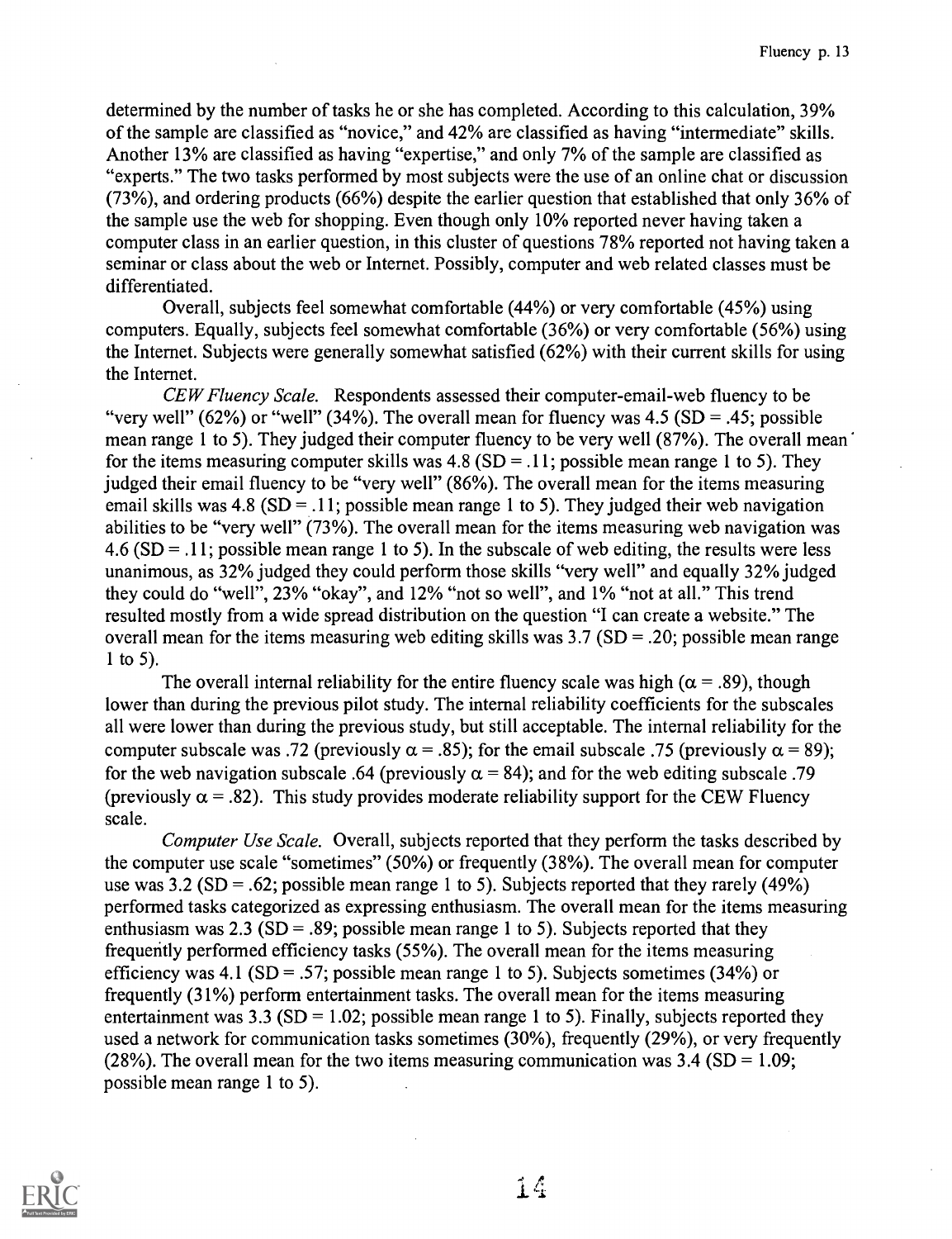determined by the number of tasks he or she has completed. According to this calculation, 39% of the sample are classified as "novice," and 42% are classified as having "intermediate" skills. Another 13% are classified as having "expertise," and only 7% of the sample are classified as "experts." The two tasks performed by most subjects were the use of an online chat or discussion (73%), and ordering products (66%) despite the earlier question that established that only 36% of the sample use the web for shopping. Even though only 10% reported never having taken a computer class in an earlier question, in this cluster of questions 78% reported not having taken a seminar or class about the web or Internet. Possibly, computer and web related classes must be differentiated.

Overall, subjects feel somewhat comfortable (44%) or very comfortable (45%) using computers. Equally, subjects feel somewhat comfortable (36%) or very comfortable (56%) using the Internet. Subjects were generally somewhat satisfied (62%) with their current skills for using the Internet.

*CEW Fluency Scale.* Respondents assessed their computer-email-web fluency to be "very well" (62%) or "well" (34%). The overall mean for fluency was 4.5 (SD = .45; possible mean range 1 to 5). They judged their computer fluency to be very well (87%). The overall mean for the items measuring computer skills was 4.8 (SD = .11; possible mean range 1 to 5). They judged their email fluency to be "very well" (86%). The overall mean for the items measuring email skills was 4.8 (SD = .11; possible mean range 1 to 5). They judged their web navigation abilities to be "very well" (73%). The overall mean for the items measuring web navigation was 4.6 (SD = .11; possible mean range 1 to 5). In the subscale of web editing, the results were less unanimous, as 32% judged they could perform those skills "very well" and equally 32% judged they could do "well", 23% "okay", and 12% "not so well", and 1% "not at all." This trend resulted mostly from a wide spread distribution on the question "I can create a website." The overall mean for the items measuring web editing skills was 3.7 (SD = .20; possible mean range 1 to 5).

The overall internal reliability for the entire fluency scale was high ($\alpha = .89$), though lower than during the previous pilot study. The internal reliability coefficients for the subscales all were lower than during the previous study, but still acceptable. The internal reliability for the computer subscale was .72 (previously $\alpha = .85$); for the email subscale .75 (previously $\alpha = 89$); for the web navigation subscale .64 (previously $\alpha = 84$); and for the web editing subscale .79 (previously $\alpha = .82$). This study provides moderate reliability support for the CEW Fluency scale.

*Computer Use Scale.* Overall, subjects reported that they perform the tasks described by the computer use scale "sometimes" (50%) or frequently (38%). The overall mean for computer use was 3.2 (SD = .62; possible mean range 1 to 5). Subjects reported that they rarely (49%) performed tasks categorized as expressing enthusiasm. The overall mean for the items measuring enthusiasm was 2.3 (SD = .89; possible mean range 1 to 5). Subjects reported that they frequently performed efficiency tasks (55%). The overall mean for the items measuring efficiency was 4.1 (SD = .57; possible mean range 1 to 5). Subjects sometimes (34%) or frequently (31%) perform entertainment tasks. The overall mean for the items measuring entertainment was 3.3 (SD = 1.02; possible mean range 1 to 5). Finally, subjects reported they used a network for communication tasks sometimes (30%), frequently (29%), or very frequently (28%). The overall mean for the two items measuring communication was 3.4 (SD = 1.09; possible mean range 1 to 5).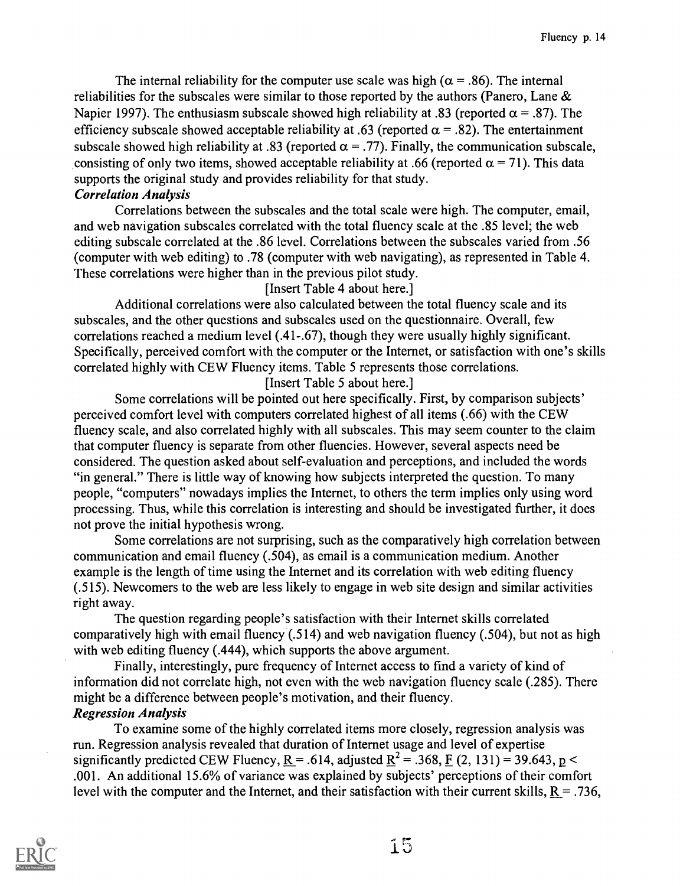The internal reliability for the computer use scale was high ($\alpha = .86$). The internal reliabilities for the subscales were similar to those reported by the authors (Panero, Lane & Napier 1997). The enthusiasm subscale showed high reliability at .83 (reported $\alpha = .87$). The efficiency subscale showed acceptable reliability at .63 (reported $\alpha = .82$). The entertainment subscale showed high reliability at .83 (reported $\alpha = .77$). Finally, the communication subscale, consisting of only two items, showed acceptable reliability at .66 (reported $\alpha = 71$). This data supports the original study and provides reliability for that study.

***Correlation Analysis***

Correlations between the subscales and the total scale were high. The computer, email, and web navigation subscales correlated with the total fluency scale at the .85 level; the web editing subscale correlated at the .86 level. Correlations between the subscales varied from .56 (computer with web editing) to .78 (computer with web navigating), as represented in Table 4. These correlations were higher than in the previous pilot study.

[Insert Table 4 about here.]

Additional correlations were also calculated between the total fluency scale and its subscales, and the other questions and subscales used on the questionnaire. Overall, few correlations reached a medium level (.41-.67), though they were usually highly significant. Specifically, perceived comfort with the computer or the Internet, or satisfaction with one's skills correlated highly with CEW Fluency items. Table 5 represents those correlations.

[Insert Table 5 about here.]

Some correlations will be pointed out here specifically. First, by comparison subjects' perceived comfort level with computers correlated highest of all items (.66) with the CEW fluency scale, and also correlated highly with all subscales. This may seem counter to the claim that computer fluency is separate from other fluencies. However, several aspects need be considered. The question asked about self-evaluation and perceptions, and included the words "in general." There is little way of knowing how subjects interpreted the question. To many people, "computers" nowadays implies the Internet, to others the term implies only using word processing. Thus, while this correlation is interesting and should be investigated further, it does not prove the initial hypothesis wrong.

Some correlations are not surprising, such as the comparatively high correlation between communication and email fluency (.504), as email is a communication medium. Another example is the length of time using the Internet and its correlation with web editing fluency (.515). Newcomers to the web are less likely to engage in web site design and similar activities right away.

The question regarding people's satisfaction with their Internet skills correlated comparatively high with email fluency (.514) and web navigation fluency (.504), but not as high with web editing fluency (.444), which supports the above argument.

Finally, interestingly, pure frequency of Internet access to find a variety of kind of information did not correlate high, not even with the web navigation fluency scale (.285). There might be a difference between people's motivation, and their fluency.

***Regression Analysis***

To examine some of the highly correlated items more closely, regression analysis was run. Regression analysis revealed that duration of Internet usage and level of expertise significantly predicted CEW Fluency, $R = .614$, adjusted $R^2 = .368$, $F\ (2, 131) = 39.643$, $p < .001$. An additional 15.6% of variance was explained by subjects' perceptions of their comfort level with the computer and the Internet, and their satisfaction with their current skills, $R = .736$,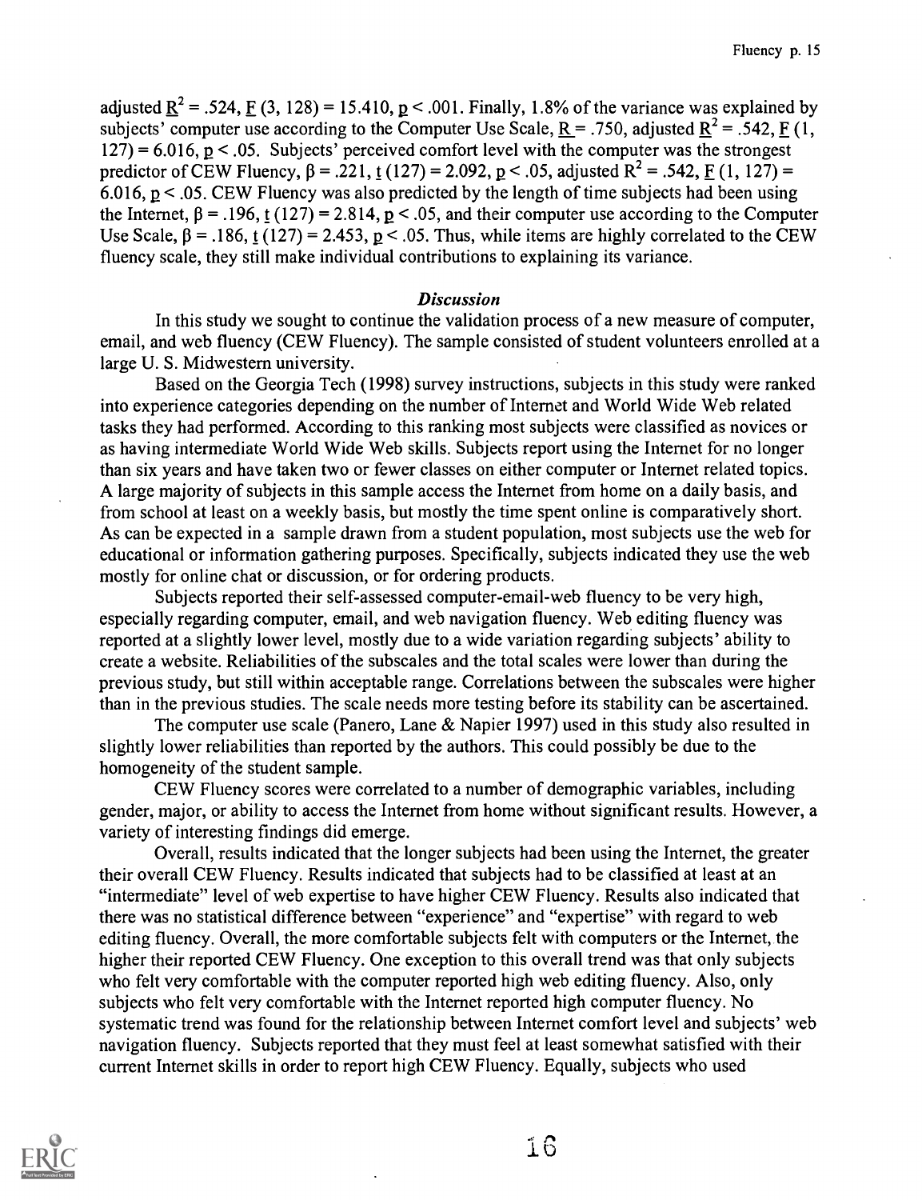adjusted $\underline{R}^2 = .524$, $\underline{F}\ (3, 128) = 15.410$, $\underline{p} < .001$. Finally, 1.8% of the variance was explained by subjects' computer use according to the Computer Use Scale, $\underline{R} = .750$, adjusted $\underline{R}^2 = .542$, $\underline{F}\ (1, 127) = 6.016$, $\underline{p} < .05$. Subjects' perceived comfort level with the computer was the strongest predictor of CEW Fluency, $\beta = .221$, $\underline{t}\ (127) = 2.092$, $\underline{p} < .05$, adjusted $R^2 = .542$, $\underline{F}\ (1, 127) = 6.016$, $\underline{p} < .05$. CEW Fluency was also predicted by the length of time subjects had been using the Internet, $\beta = .196$, $\underline{t}\ (127) = 2.814$, $\underline{p} < .05$, and their computer use according to the Computer Use Scale, $\beta = .186$, $\underline{t}\ (127) = 2.453$, $\underline{p} < .05$. Thus, while items are highly correlated to the CEW fluency scale, they still make individual contributions to explaining its variance.

### *Discussion*

In this study we sought to continue the validation process of a new measure of computer, email, and web fluency (CEW Fluency). The sample consisted of student volunteers enrolled at a large U. S. Midwestern university.

Based on the Georgia Tech (1998) survey instructions, subjects in this study were ranked into experience categories depending on the number of Internet and World Wide Web related tasks they had performed. According to this ranking most subjects were classified as novices or as having intermediate World Wide Web skills. Subjects report using the Internet for no longer than six years and have taken two or fewer classes on either computer or Internet related topics. A large majority of subjects in this sample access the Internet from home on a daily basis, and from school at least on a weekly basis, but mostly the time spent online is comparatively short. As can be expected in a sample drawn from a student population, most subjects use the web for educational or information gathering purposes. Specifically, subjects indicated they use the web mostly for online chat or discussion, or for ordering products.

Subjects reported their self-assessed computer-email-web fluency to be very high, especially regarding computer, email, and web navigation fluency. Web editing fluency was reported at a slightly lower level, mostly due to a wide variation regarding subjects' ability to create a website. Reliabilities of the subscales and the total scales were lower than during the previous study, but still within acceptable range. Correlations between the subscales were higher than in the previous studies. The scale needs more testing before its stability can be ascertained.

The computer use scale (Panero, Lane & Napier 1997) used in this study also resulted in slightly lower reliabilities than reported by the authors. This could possibly be due to the homogeneity of the student sample.

CEW Fluency scores were correlated to a number of demographic variables, including gender, major, or ability to access the Internet from home without significant results. However, a variety of interesting findings did emerge.

Overall, results indicated that the longer subjects had been using the Internet, the greater their overall CEW Fluency. Results indicated that subjects had to be classified at least at an "intermediate" level of web expertise to have higher CEW Fluency. Results also indicated that there was no statistical difference between "experience" and "expertise" with regard to web editing fluency. Overall, the more comfortable subjects felt with computers or the Internet, the higher their reported CEW Fluency. One exception to this overall trend was that only subjects who felt very comfortable with the computer reported high web editing fluency. Also, only subjects who felt very comfortable with the Internet reported high computer fluency. No systematic trend was found for the relationship between Internet comfort level and subjects' web navigation fluency. Subjects reported that they must feel at least somewhat satisfied with their current Internet skills in order to report high CEW Fluency. Equally, subjects who used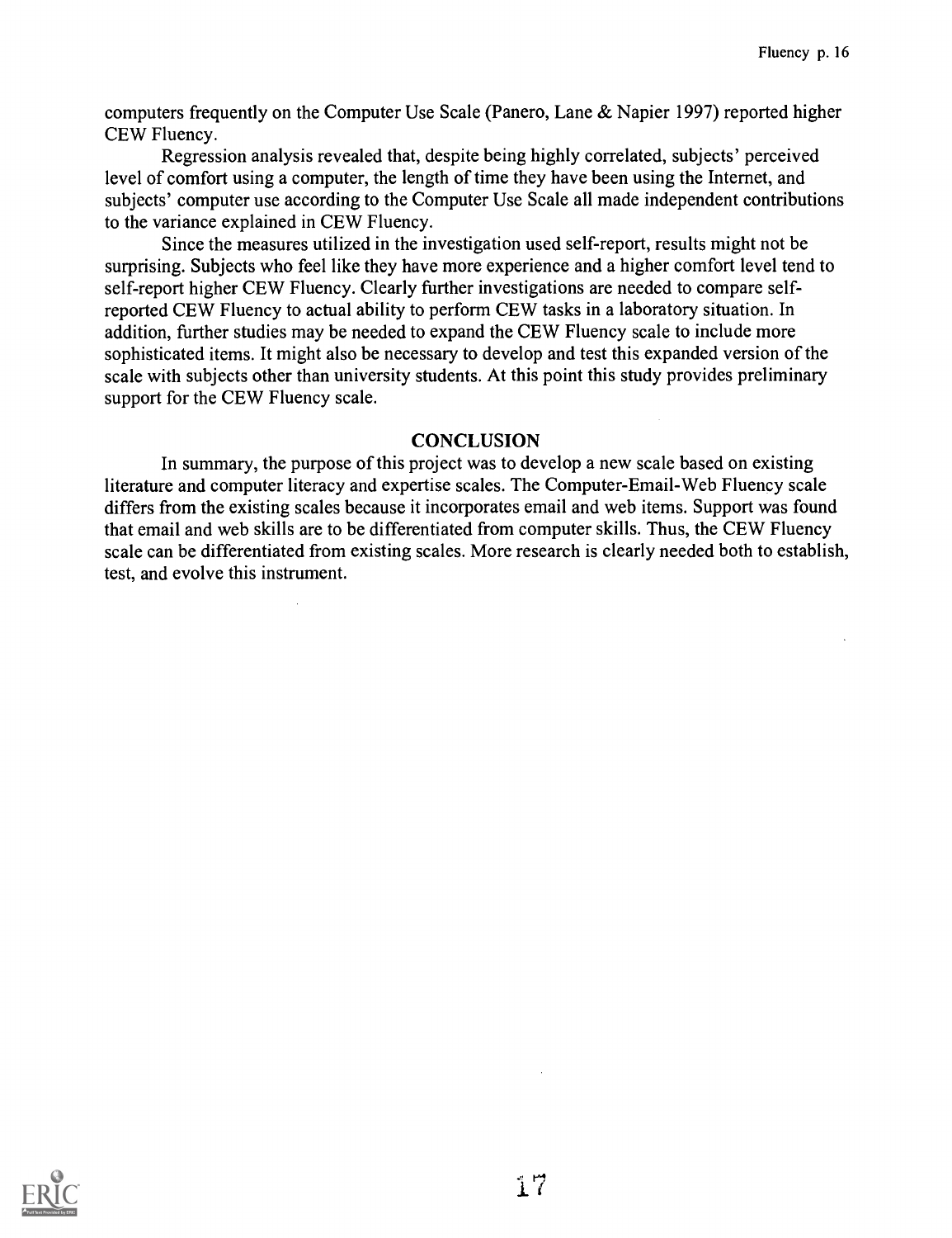computers frequently on the Computer Use Scale (Panero, Lane & Napier 1997) reported higher CEW Fluency.

Regression analysis revealed that, despite being highly correlated, subjects' perceived level of comfort using a computer, the length of time they have been using the Internet, and subjects' computer use according to the Computer Use Scale all made independent contributions to the variance explained in CEW Fluency.

Since the measures utilized in the investigation used self-report, results might not be surprising. Subjects who feel like they have more experience and a higher comfort level tend to self-report higher CEW Fluency. Clearly further investigations are needed to compare self-reported CEW Fluency to actual ability to perform CEW tasks in a laboratory situation. In addition, further studies may be needed to expand the CEW Fluency scale to include more sophisticated items. It might also be necessary to develop and test this expanded version of the scale with subjects other than university students. At this point this study provides preliminary support for the CEW Fluency scale.

## CONCLUSION

In summary, the purpose of this project was to develop a new scale based on existing literature and computer literacy and expertise scales. The Computer-Email-Web Fluency scale differs from the existing scales because it incorporates email and web items. Support was found that email and web skills are to be differentiated from computer skills. Thus, the CEW Fluency scale can be differentiated from existing scales. More research is clearly needed both to establish, test, and evolve this instrument.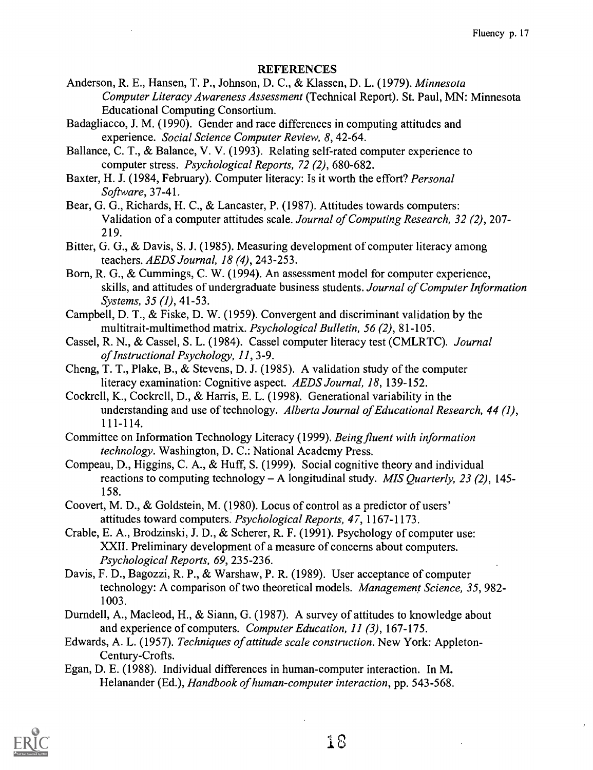## REFERENCES

Anderson, R. E., Hansen, T. P., Johnson, D. C., & Klassen, D. L. (1979). *Minnesota Computer Literacy Awareness Assessment* (Technical Report). St. Paul, MN: Minnesota Educational Computing Consortium.

Badagliacco, J. M. (1990). Gender and race differences in computing attitudes and experience. *Social Science Computer Review, 8*, 42-64.

Ballance, C. T., & Balance, V. V. (1993). Relating self-rated computer experience to computer stress. *Psychological Reports, 72 (2)*, 680-682.

Baxter, H. J. (1984, February). Computer literacy: Is it worth the effort? *Personal Software*, 37-41.

Bear, G. G., Richards, H. C., & Lancaster, P. (1987). Attitudes towards computers: Validation of a computer attitudes scale. *Journal of Computing Research, 32 (2)*, 207-219.

Bitter, G. G., & Davis, S. J. (1985). Measuring development of computer literacy among teachers. *AEDS Journal, 18 (4)*, 243-253.

Born, R. G., & Cummings, C. W. (1994). An assessment model for computer experience, skills, and attitudes of undergraduate business students. *Journal of Computer Information Systems, 35 (1)*, 41-53.

Campbell, D. T., & Fiske, D. W. (1959). Convergent and discriminant validation by the multitrait-multimethod matrix. *Psychological Bulletin, 56 (2)*, 81-105.

Cassel, R. N., & Cassel, S. L. (1984). Cassel computer literacy test (CMLRTC). *Journal of Instructional Psychology, 11*, 3-9.

Cheng, T. T., Plake, B., & Stevens, D. J. (1985). A validation study of the computer literacy examination: Cognitive aspect. *AEDS Journal, 18*, 139-152.

Cockrell, K., Cockrell, D., & Harris, E. L. (1998). Generational variability in the understanding and use of technology. *Alberta Journal of Educational Research, 44 (1)*, 111-114.

Committee on Information Technology Literacy (1999). *Being fluent with information technology*. Washington, D. C.: National Academy Press.

Compeau, D., Higgins, C. A., & Huff, S. (1999). Social cognitive theory and individual reactions to computing technology – A longitudinal study. *MIS Quarterly, 23 (2)*, 145-158.

Coovert, M. D., & Goldstein, M. (1980). Locus of control as a predictor of users' attitudes toward computers. *Psychological Reports, 47*, 1167-1173.

Crable, E. A., Brodzinski, J. D., & Scherer, R. F. (1991). Psychology of computer use: XXII. Preliminary development of a measure of concerns about computers. *Psychological Reports, 69*, 235-236.

Davis, F. D., Bagozzi, R. P., & Warshaw, P. R. (1989). User acceptance of computer technology: A comparison of two theoretical models. *Management Science, 35*, 982-1003.

Durndell, A., Macleod, H., & Siann, G. (1987). A survey of attitudes to knowledge about and experience of computers. *Computer Education, 11 (3)*, 167-175.

Edwards, A. L. (1957). *Techniques of attitude scale construction*. New York: Appleton-Century-Crofts.

Egan, D. E. (1988). Individual differences in human-computer interaction. In M. Helanander (Ed.), *Handbook of human-computer interaction*, pp. 543-568.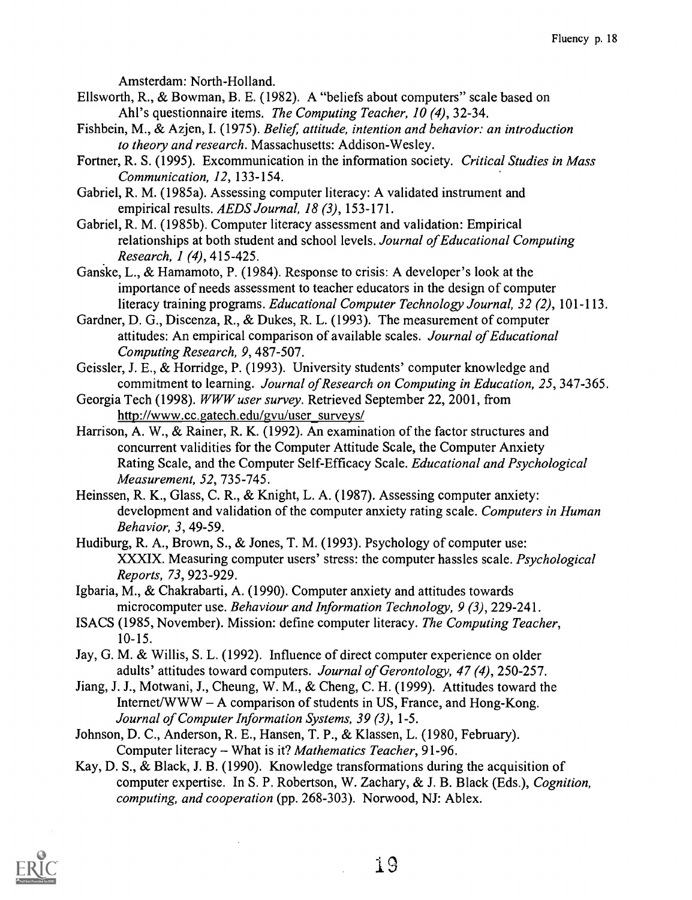Amsterdam: North-Holland.

Ellsworth, R., & Bowman, B. E. (1982). A "beliefs about computers" scale based on Ahl's questionnaire items. *The Computing Teacher, 10 (4)*, 32-34.

Fishbein, M., & Azjen, I. (1975). *Belief, attitude, intention and behavior: an introduction to theory and research*. Massachusetts: Addison-Wesley.

Fortner, R. S. (1995). Excommunication in the information society. *Critical Studies in Mass Communication, 12*, 133-154.

Gabriel, R. M. (1985a). Assessing computer literacy: A validated instrument and empirical results. *AEDS Journal, 18 (3)*, 153-171.

Gabriel, R. M. (1985b). Computer literacy assessment and validation: Empirical relationships at both student and school levels. *Journal of Educational Computing Research, 1 (4)*, 415-425.

Ganske, L., & Hamamoto, P. (1984). Response to crisis: A developer's look at the importance of needs assessment to teacher educators in the design of computer literacy training programs. *Educational Computer Technology Journal, 32 (2)*, 101-113.

Gardner, D. G., Discenza, R., & Dukes, R. L. (1993). The measurement of computer attitudes: An empirical comparison of available scales. *Journal of Educational Computing Research, 9*, 487-507.

Geissler, J. E., & Horridge, P. (1993). University students' computer knowledge and commitment to learning. *Journal of Research on Computing in Education, 25*, 347-365.

Georgia Tech (1998). *WWW user survey*. Retrieved September 22, 2001, from http://www.cc.gatech.edu/gvu/user_surveys/

Harrison, A. W., & Rainer, R. K. (1992). An examination of the factor structures and concurrent validities for the Computer Attitude Scale, the Computer Anxiety Rating Scale, and the Computer Self-Efficacy Scale. *Educational and Psychological Measurement, 52*, 735-745.

Heinssen, R. K., Glass, C. R., & Knight, L. A. (1987). Assessing computer anxiety: development and validation of the computer anxiety rating scale. *Computers in Human Behavior, 3*, 49-59.

Hudiburg, R. A., Brown, S., & Jones, T. M. (1993). Psychology of computer use: XXXIX. Measuring computer users' stress: the computer hassles scale. *Psychological Reports, 73*, 923-929.

Igbaria, M., & Chakrabarti, A. (1990). Computer anxiety and attitudes towards microcomputer use. *Behaviour and Information Technology, 9 (3)*, 229-241.

ISACS (1985, November). Mission: define computer literacy. *The Computing Teacher*, 10-15.

Jay, G. M. & Willis, S. L. (1992). Influence of direct computer experience on older adults' attitudes toward computers. *Journal of Gerontology, 47 (4)*, 250-257.

Jiang, J. J., Motwani, J., Cheung, W. M., & Cheng, C. H. (1999). Attitudes toward the Internet/WWW – A comparison of students in US, France, and Hong-Kong. *Journal of Computer Information Systems, 39 (3)*, 1-5.

Johnson, D. C., Anderson, R. E., Hansen, T. P., & Klassen, L. (1980, February). Computer literacy – What is it? *Mathematics Teacher*, 91-96.

Kay, D. S., & Black, J. B. (1990). Knowledge transformations during the acquisition of computer expertise. In S. P. Robertson, W. Zachary, & J. B. Black (Eds.), *Cognition, computing, and cooperation* (pp. 268-303). Norwood, NJ: Ablex.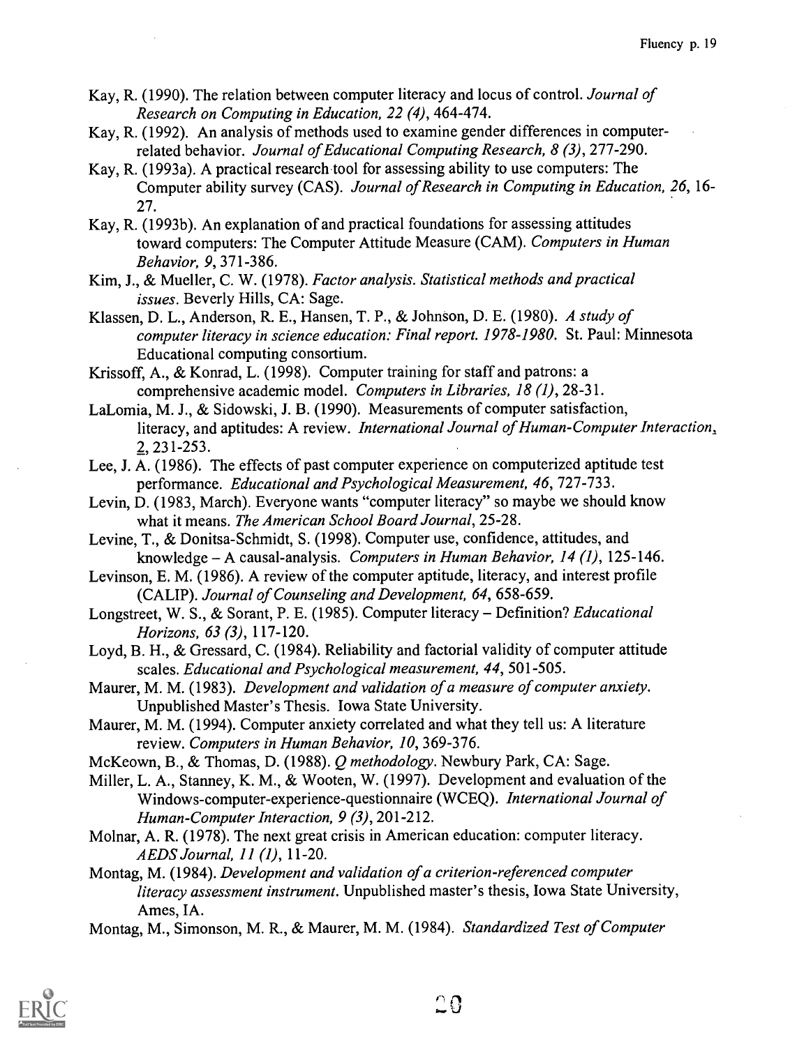Kay, R. (1990). The relation between computer literacy and locus of control. *Journal of Research on Computing in Education, 22 (4)*, 464-474.

Kay, R. (1992). An analysis of methods used to examine gender differences in computer-related behavior. *Journal of Educational Computing Research, 8 (3)*, 277-290.

Kay, R. (1993a). A practical research tool for assessing ability to use computers: The Computer ability survey (CAS). *Journal of Research in Computing in Education, 26*, 16-27.

Kay, R. (1993b). An explanation of and practical foundations for assessing attitudes toward computers: The Computer Attitude Measure (CAM). *Computers in Human Behavior, 9*, 371-386.

Kim, J., & Mueller, C. W. (1978). *Factor analysis. Statistical methods and practical issues*. Beverly Hills, CA: Sage.

Klassen, D. L., Anderson, R. E., Hansen, T. P., & Johnson, D. E. (1980). *A study of computer literacy in science education: Final report. 1978-1980*. St. Paul: Minnesota Educational computing consortium.

Krissoff, A., & Konrad, L. (1998). Computer training for staff and patrons: a comprehensive academic model. *Computers in Libraries, 18 (1)*, 28-31.

LaLomia, M. J., & Sidowski, J. B. (1990). Measurements of computer satisfaction, literacy, and aptitudes: A review. *International Journal of Human-Computer Interaction*, 2, 231-253.

Lee, J. A. (1986). The effects of past computer experience on computerized aptitude test performance. *Educational and Psychological Measurement, 46*, 727-733.

Levin, D. (1983, March). Everyone wants "computer literacy" so maybe we should know what it means. *The American School Board Journal*, 25-28.

Levine, T., & Donitsa-Schmidt, S. (1998). Computer use, confidence, attitudes, and knowledge – A causal-analysis. *Computers in Human Behavior, 14 (1)*, 125-146.

Levinson, E. M. (1986). A review of the computer aptitude, literacy, and interest profile (CALIP). *Journal of Counseling and Development, 64*, 658-659.

Longstreet, W. S., & Sorant, P. E. (1985). Computer literacy – Definition? *Educational Horizons, 63 (3)*, 117-120.

Loyd, B. H., & Gressard, C. (1984). Reliability and factorial validity of computer attitude scales. *Educational and Psychological measurement, 44*, 501-505.

Maurer, M. M. (1983). *Development and validation of a measure of computer anxiety*. Unpublished Master's Thesis. Iowa State University.

Maurer, M. M. (1994). Computer anxiety correlated and what they tell us: A literature review. *Computers in Human Behavior, 10*, 369-376.

McKeown, B., & Thomas, D. (1988). *Q methodology*. Newbury Park, CA: Sage.

Miller, L. A., Stanney, K. M., & Wooten, W. (1997). Development and evaluation of the Windows-computer-experience-questionnaire (WCEQ). *International Journal of Human-Computer Interaction, 9 (3)*, 201-212.

Molnar, A. R. (1978). The next great crisis in American education: computer literacy. *AEDS Journal, 11 (1)*, 11-20.

Montag, M. (1984). *Development and validation of a criterion-referenced computer literacy assessment instrument*. Unpublished master's thesis, Iowa State University, Ames, IA.

Montag, M., Simonson, M. R., & Maurer, M. M. (1984). *Standardized Test of Computer*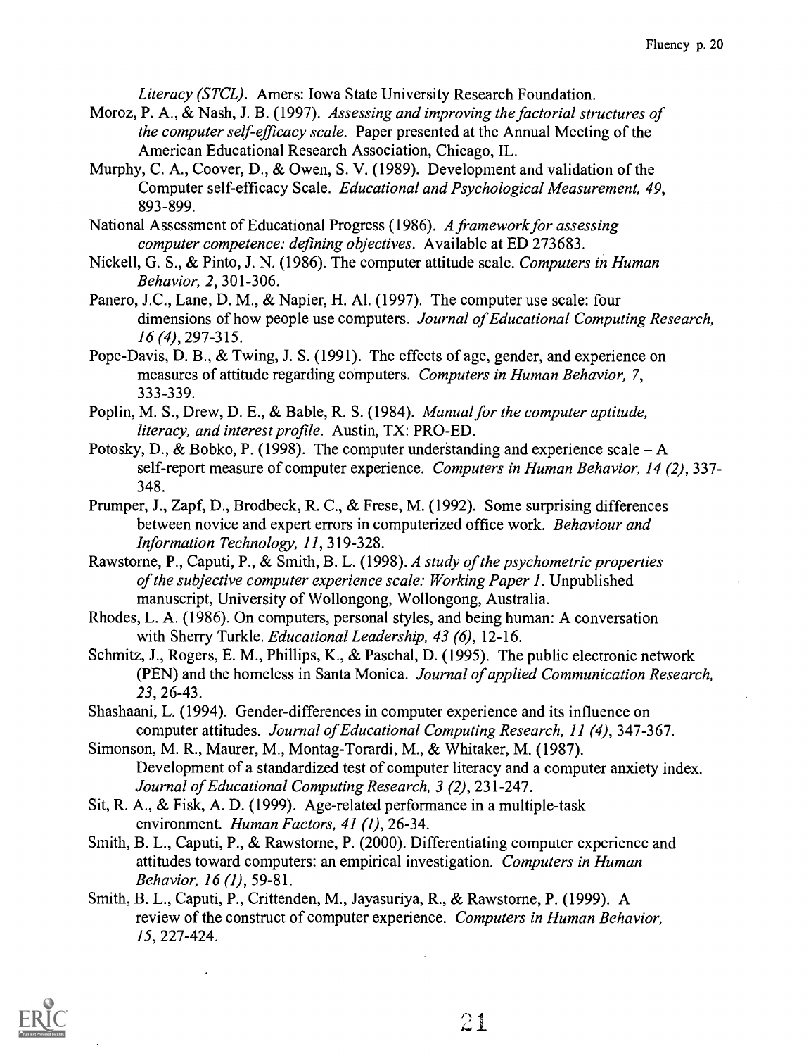*Literacy (STCL)*. Amers: Iowa State University Research Foundation.

Moroz, P. A., & Nash, J. B. (1997). *Assessing and improving the factorial structures of the computer self-efficacy scale*. Paper presented at the Annual Meeting of the American Educational Research Association, Chicago, IL.

Murphy, C. A., Coover, D., & Owen, S. V. (1989). Development and validation of the Computer self-efficacy Scale. *Educational and Psychological Measurement, 49*, 893-899.

National Assessment of Educational Progress (1986). *A framework for assessing computer competence: defining objectives*. Available at ED 273683.

Nickell, G. S., & Pinto, J. N. (1986). The computer attitude scale. *Computers in Human Behavior, 2*, 301-306.

Panero, J.C., Lane, D. M., & Napier, H. Al. (1997). The computer use scale: four dimensions of how people use computers. *Journal of Educational Computing Research, 16 (4)*, 297-315.

Pope-Davis, D. B., & Twing, J. S. (1991). The effects of age, gender, and experience on measures of attitude regarding computers. *Computers in Human Behavior, 7*, 333-339.

Poplin, M. S., Drew, D. E., & Bable, R. S. (1984). *Manual for the computer aptitude, literacy, and interest profile*. Austin, TX: PRO-ED.

Potosky, D., & Bobko, P. (1998). The computer understanding and experience scale – A self-report measure of computer experience. *Computers in Human Behavior, 14 (2)*, 337-348.

Prumper, J., Zapf, D., Brodbeck, R. C., & Frese, M. (1992). Some surprising differences between novice and expert errors in computerized office work. *Behaviour and Information Technology, 11*, 319-328.

Rawstorne, P., Caputi, P., & Smith, B. L. (1998). *A study of the psychometric properties of the subjective computer experience scale: Working Paper 1*. Unpublished manuscript, University of Wollongong, Wollongong, Australia.

Rhodes, L. A. (1986). On computers, personal styles, and being human: A conversation with Sherry Turkle. *Educational Leadership, 43 (6)*, 12-16.

Schmitz, J., Rogers, E. M., Phillips, K., & Paschal, D. (1995). The public electronic network (PEN) and the homeless in Santa Monica. *Journal of applied Communication Research, 23*, 26-43.

Shashaani, L. (1994). Gender-differences in computer experience and its influence on computer attitudes. *Journal of Educational Computing Research, 11 (4)*, 347-367.

Simonson, M. R., Maurer, M., Montag-Torardi, M., & Whitaker, M. (1987). Development of a standardized test of computer literacy and a computer anxiety index. *Journal of Educational Computing Research, 3 (2)*, 231-247.

Sit, R. A., & Fisk, A. D. (1999). Age-related performance in a multiple-task environment. *Human Factors, 41 (1)*, 26-34.

Smith, B. L., Caputi, P., & Rawstorne, P. (2000). Differentiating computer experience and attitudes toward computers: an empirical investigation. *Computers in Human Behavior, 16 (1)*, 59-81.

Smith, B. L., Caputi, P., Crittenden, M., Jayasuriya, R., & Rawstorne, P. (1999). A review of the construct of computer experience. *Computers in Human Behavior, 15*, 227-424.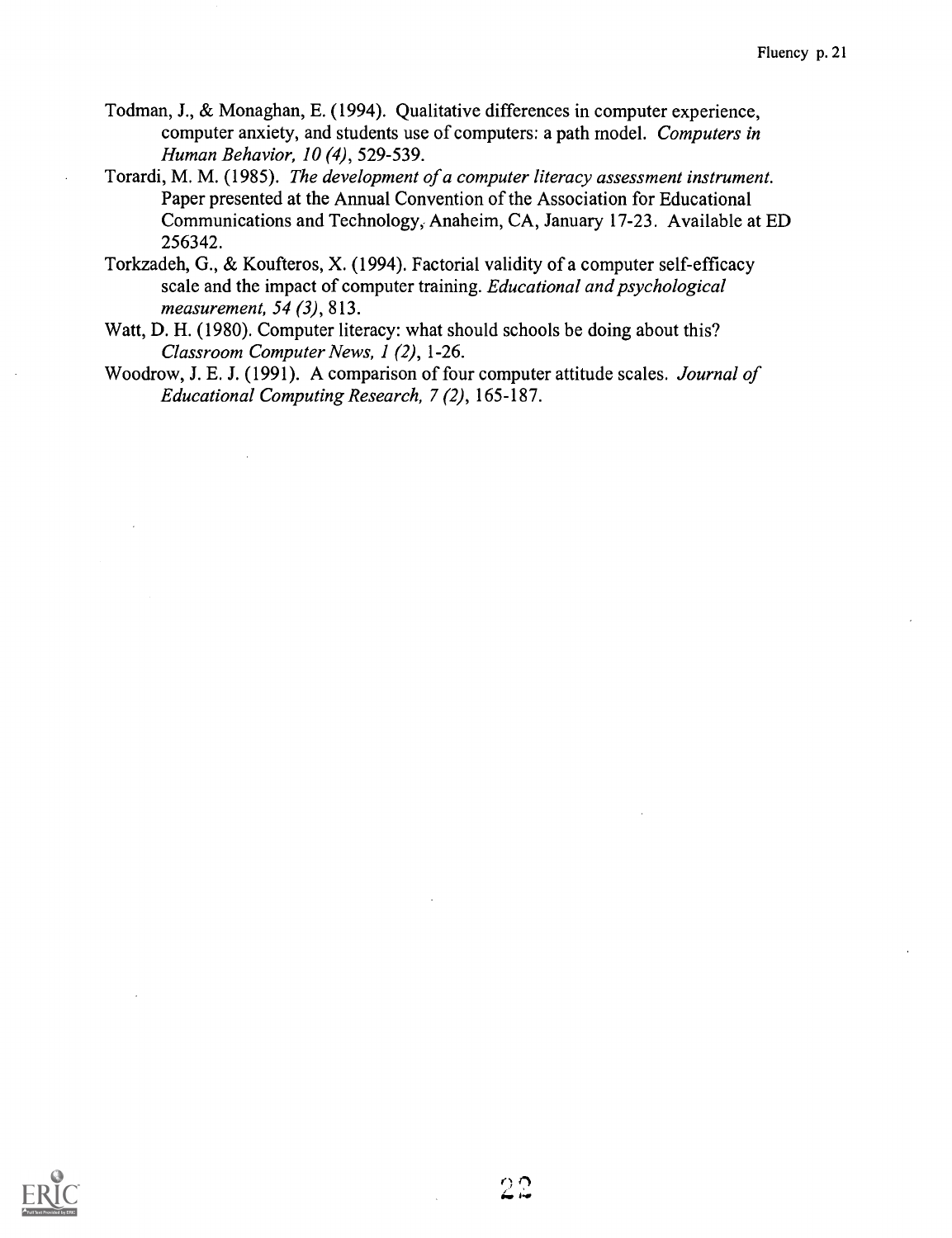Todman, J., & Monaghan, E. (1994). Qualitative differences in computer experience, computer anxiety, and students use of computers: a path model. *Computers in Human Behavior, 10 (4)*, 529-539.

Torardi, M. M. (1985). *The development of a computer literacy assessment instrument.* Paper presented at the Annual Convention of the Association for Educational Communications and Technology, Anaheim, CA, January 17-23. Available at ED 256342.

Torkzadeh, G., & Koufteros, X. (1994). Factorial validity of a computer self-efficacy scale and the impact of computer training. *Educational and psychological measurement, 54 (3)*, 813.

Watt, D. H. (1980). Computer literacy: what should schools be doing about this? *Classroom Computer News, 1 (2)*, 1-26.

Woodrow, J. E. J. (1991). A comparison of four computer attitude scales. *Journal of Educational Computing Research, 7 (2)*, 165-187.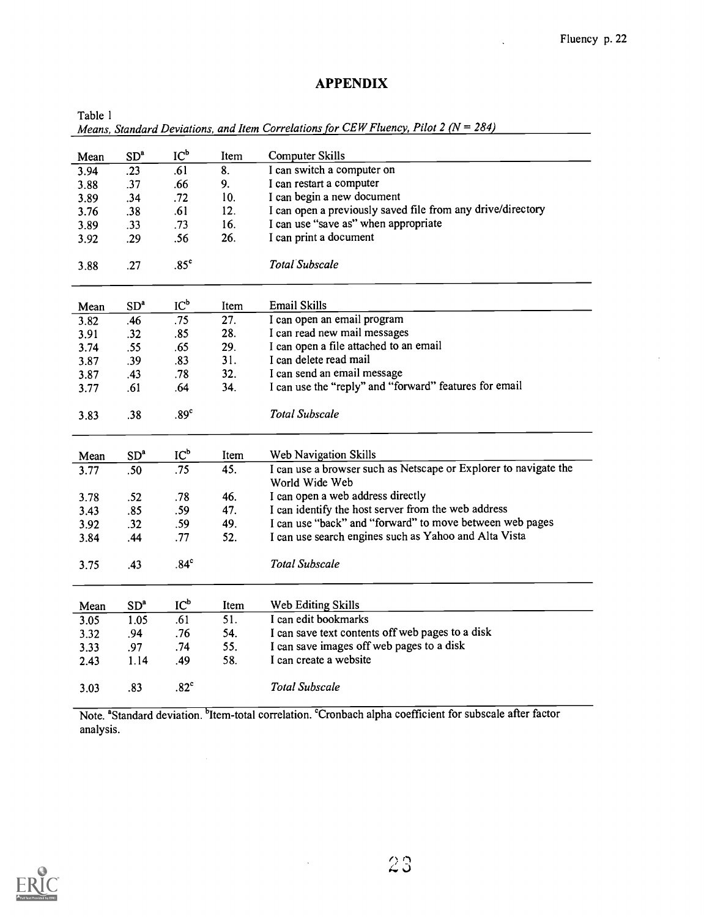# APPENDIX

Table 1

*Means, Standard Deviations, and Item Correlations for CEW Fluency, Pilot 2 (N = 284)*

| Mean | SD[a] | IC[b] | Item | Computer Skills |
|---|---|---|---|---|
| 3.94 | .23 | .61 | 8. | I can switch a computer on |
| 3.88 | .37 | .66 | 9. | I can restart a computer |
| 3.89 | .34 | .72 | 10. | I can begin a new document |
| 3.76 | .38 | .61 | 12. | I can open a previously saved file from any drive/directory |
| 3.89 | .33 | .73 | 16. | I can use "save as" when appropriate |
| 3.92 | .29 | .56 | 26. | I can print a document |
| 3.88 | .27 | .85[c] | | *Total Subscale* |

| Mean | SD[a] | IC[b] | Item | Email Skills |
|---|---|---|---|---|
| 3.82 | .46 | .75 | 27. | I can open an email program |
| 3.91 | .32 | .85 | 28. | I can read new mail messages |
| 3.74 | .55 | .65 | 29. | I can open a file attached to an email |
| 3.87 | .39 | .83 | 31. | I can delete read mail |
| 3.87 | .43 | .78 | 32. | I can send an email message |
| 3.77 | .61 | .64 | 34. | I can use the "reply" and "forward" features for email |
| 3.83 | .38 | .89[c] | | *Total Subscale* |

| Mean | SD[a] | IC[b] | Item | Web Navigation Skills |
|---|---|---|---|---|
| 3.77 | .50 | .75 | 45. | I can use a browser such as Netscape or Explorer to navigate the World Wide Web |
| 3.78 | .52 | .78 | 46. | I can open a web address directly |
| 3.43 | .85 | .59 | 47. | I can identify the host server from the web address |
| 3.92 | .32 | .59 | 49. | I can use "back" and "forward" to move between web pages |
| 3.84 | .44 | .77 | 52. | I can use search engines such as Yahoo and Alta Vista |
| 3.75 | .43 | .84[c] | | *Total Subscale* |

| Mean | SD[a] | IC[b] | Item | Web Editing Skills |
|---|---|---|---|---|
| 3.05 | 1.05 | .61 | 51. | I can edit bookmarks |
| 3.32 | .94 | .76 | 54. | I can save text contents off web pages to a disk |
| 3.33 | .97 | .74 | 55. | I can save images off web pages to a disk |
| 2.43 | 1.14 | .49 | 58. | I can create a website |
| 3.03 | .83 | .82[c] | | *Total Subscale* |

Note. [a]Standard deviation. [b]Item-total correlation. [c]Cronbach alpha coefficient for subscale after factor analysis.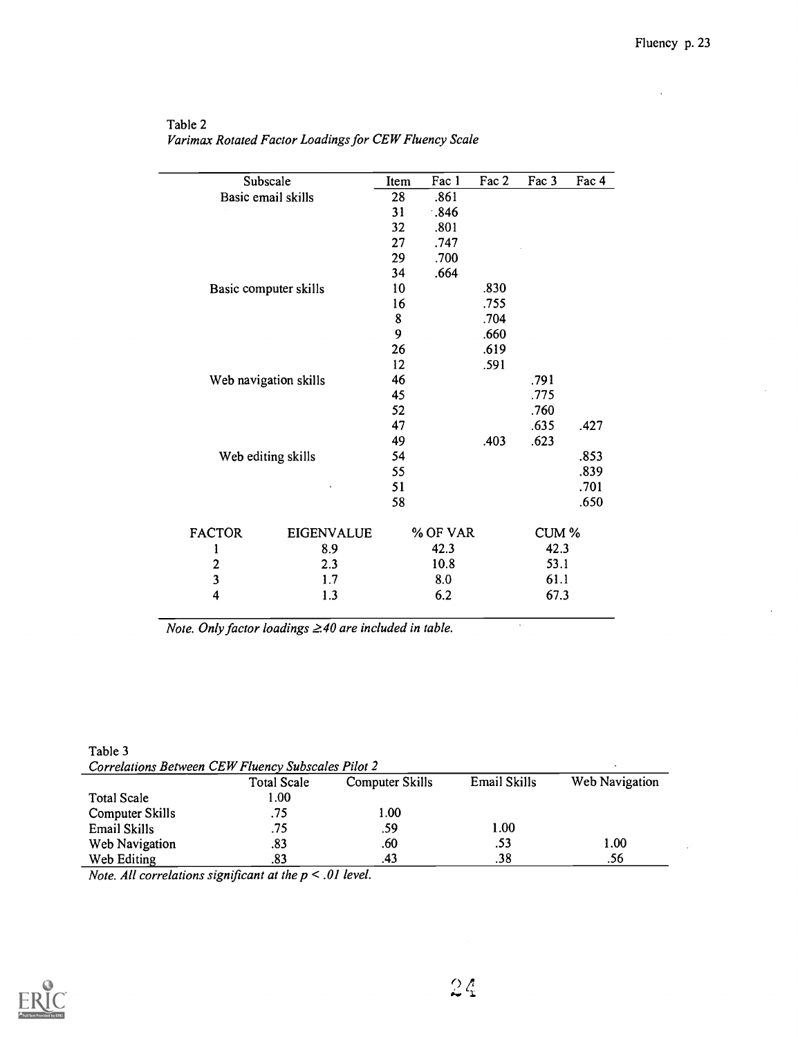Table 2
*Varimax Rotated Factor Loadings for CEW Fluency Scale*

| Subscale | Item | Fac 1 | Fac 2 | Fac 3 | Fac 4 |
|---|---|---|---|---|---|
| Basic email skills | 28 | .861 | | | |
| | 31 | .846 | | | |
| | 32 | .801 | | | |
| | 27 | .747 | | | |
| | 29 | .700 | | | |
| | 34 | .664 | | | |
| Basic computer skills | 10 | | .830 | | |
| | 16 | | .755 | | |
| | 8 | | .704 | | |
| | 9 | | .660 | | |
| | 26 | | .619 | | |
| | 12 | | .591 | | |
| Web navigation skills | 46 | | | .791 | |
| | 45 | | | .775 | |
| | 52 | | | .760 | |
| | 47 | | | .635 | .427 |
| | 49 | | .403 | .623 | |
| Web editing skills | 54 | | | | .853 |
| | 55 | | | | .839 |
| | 51 | | | | .701 |
| | 58 | | | | .650 |

| FACTOR | EIGENVALUE | % OF VAR | CUM % |
|---|---|---|---|
| 1 | 8.9 | 42.3 | 42.3 |
| 2 | 2.3 | 10.8 | 53.1 |
| 3 | 1.7 | 8.0 | 61.1 |
| 4 | 1.3 | 6.2 | 67.3 |

*Note. Only factor loadings ≥.40 are included in table.*

Table 3
*Correlations Between CEW Fluency Subscales Pilot 2*

| | Total Scale | Computer Skills | Email Skills | Web Navigation |
|---|---|---|---|---|
| Total Scale | 1.00 | | | |
| Computer Skills | .75 | 1.00 | | |
| Email Skills | .75 | .59 | 1.00 | |
| Web Navigation | .83 | .60 | .53 | 1.00 |
| Web Editing | .83 | .43 | .38 | .56 |

*Note. All correlations significant at the $p < .01$ level.*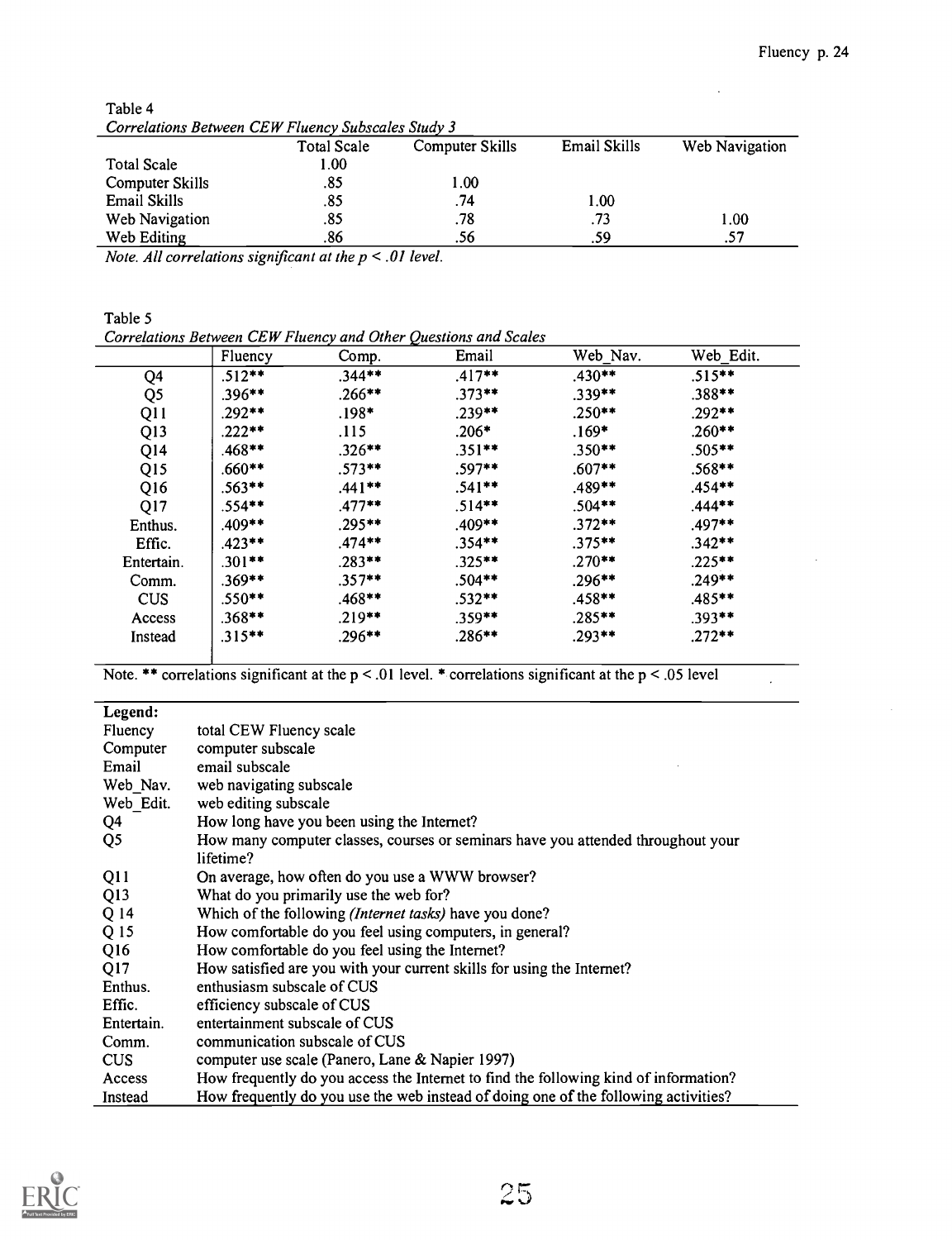Table 4

*Correlations Between CEW Fluency Subscales Study 3*

| | Total Scale | Computer Skills | Email Skills | Web Navigation |
|---|---|---|---|---|
| Total Scale | 1.00 | | | |
| Computer Skills | .85 | 1.00 | | |
| Email Skills | .85 | .74 | 1.00 | |
| Web Navigation | .85 | .78 | .73 | 1.00 |
| Web Editing | .86 | .56 | .59 | .57 |

*Note. All correlations significant at the $p < .01$ level.*

Table 5

*Correlations Between CEW Fluency and Other Questions and Scales*

| | Fluency | Comp. | Email | Web_Nav. | Web_Edit. |
|---|---|---|---|---|---|
| Q4 | .512** | .344** | .417** | .430** | .515** |
| Q5 | .396** | .266** | .373** | .339** | .388** |
| Q11 | .292** | .198* | .239** | .250** | .292** |
| Q13 | .222** | .115 | .206* | .169* | .260** |
| Q14 | .468** | .326** | .351** | .350** | .505** |
| Q15 | .660** | .573** | .597** | .607** | .568** |
| Q16 | .563** | .441** | .541** | .489** | .454** |
| Q17 | .554** | .477** | .514** | .504** | .444** |
| Enthus. | .409** | .295** | .409** | .372** | .497** |
| Effic. | .423** | .474** | .354** | .375** | .342** |
| Entertain. | .301** | .283** | .325** | .270** | .225** |
| Comm. | .369** | .357** | .504** | .296** | .249** |
| CUS | .550** | .468** | .532** | .458** | .485** |
| Access | .368** | .219** | .359** | .285** | .393** |
| Instead | .315** | .296** | .286** | .293** | .272** |

Note. ** correlations significant at the $p < .01$ level. * correlations significant at the $p < .05$ level

| Legend: | |
|---|---|
| Fluency | total CEW Fluency scale |
| Computer | computer subscale |
| Email | email subscale |
| Web_Nav. | web navigating subscale |
| Web_Edit. | web editing subscale |
| Q4 | How long have you been using the Internet? |
| Q5 | How many computer classes, courses or seminars have you attended throughout your lifetime? |
| Q11 | On average, how often do you use a WWW browser? |
| Q13 | What do you primarily use the web for? |
| Q 14 | Which of the following *(Internet tasks)* have you done? |
| Q 15 | How comfortable do you feel using computers, in general? |
| Q16 | How comfortable do you feel using the Internet? |
| Q17 | How satisfied are you with your current skills for using the Internet? |
| Enthus. | enthusiasm subscale of CUS |
| Effic. | efficiency subscale of CUS |
| Entertain. | entertainment subscale of CUS |
| Comm. | communication subscale of CUS |
| CUS | computer use scale (Panero, Lane & Napier 1997) |
| Access | How frequently do you access the Internet to find the following kind of information? |
| Instead | How frequently do you use the web instead of doing one of the following activities? |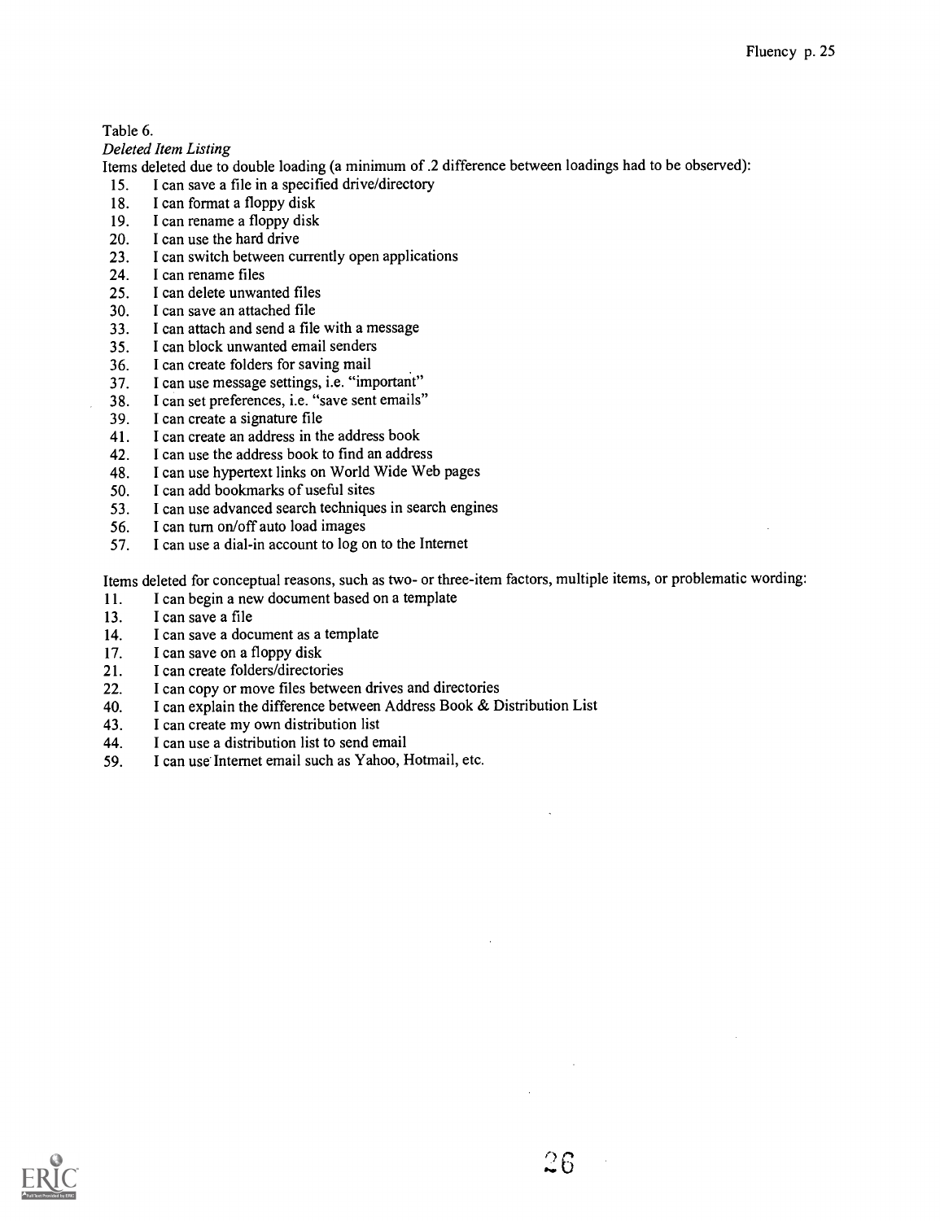Table 6.

*Deleted Item Listing*

Items deleted due to double loading (a minimum of .2 difference between loadings had to be observed):

15. I can save a file in a specified drive/directory
18. I can format a floppy disk
19. I can rename a floppy disk
20. I can use the hard drive
23. I can switch between currently open applications
24. I can rename files
25. I can delete unwanted files
30. I can save an attached file
33. I can attach and send a file with a message
35. I can block unwanted email senders
36. I can create folders for saving mail
37. I can use message settings, i.e. "important"
38. I can set preferences, i.e. "save sent emails"
39. I can create a signature file
41. I can create an address in the address book
42. I can use the address book to find an address
48. I can use hypertext links on World Wide Web pages
50. I can add bookmarks of useful sites
53. I can use advanced search techniques in search engines
56. I can turn on/off auto load images
57. I can use a dial-in account to log on to the Internet

Items deleted for conceptual reasons, such as two- or three-item factors, multiple items, or problematic wording:

11. I can begin a new document based on a template
13. I can save a file
14. I can save a document as a template
17. I can save on a floppy disk
21. I can create folders/directories
22. I can copy or move files between drives and directories
40. I can explain the difference between Address Book & Distribution List
43. I can create my own distribution list
44. I can use a distribution list to send email
59. I can use Internet email such as Yahoo, Hotmail, etc.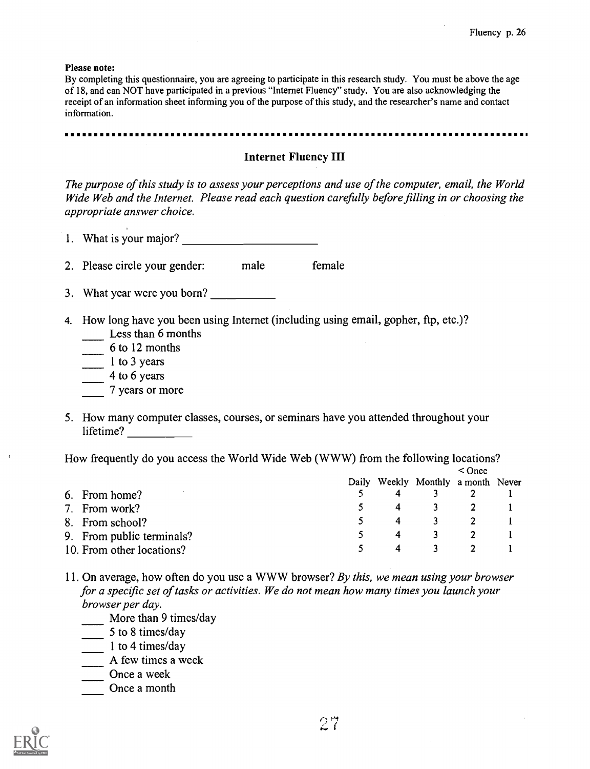**Please note:**
By completing this questionnaire, you are agreeing to participate in this research study. You must be above the age of 18, and can NOT have participated in a previous "Internet Fluency" study. You are also acknowledging the receipt of an information sheet informing you of the purpose of this study, and the researcher's name and contact information.

---

## Internet Fluency III

*The purpose of this study is to assess your perceptions and use of the computer, email, the World Wide Web and the Internet. Please read each question carefully before filling in or choosing the appropriate answer choice.*

1. What is your major? ______________________

2. Please circle your gender: male female

3. What year were you born? __________

4. How long have you been using Internet (including using email, gopher, ftp, etc.)?
   - ____ Less than 6 months
   - ____ 6 to 12 months
   - ____ 1 to 3 years
   - ____ 4 to 6 years
   - ____ 7 years or more

5. How many computer classes, courses, or seminars have you attended throughout your lifetime? __________

How frequently do you access the World Wide Web (WWW) from the following locations?

| | Daily | Weekly | Monthly | < Once a month | Never |
|---|---|---|---|---|---|
| 6. From home? | 5 | 4 | 3 | 2 | 1 |
| 7. From work? | 5 | 4 | 3 | 2 | 1 |
| 8. From school? | 5 | 4 | 3 | 2 | 1 |
| 9. From public terminals? | 5 | 4 | 3 | 2 | 1 |
| 10. From other locations? | 5 | 4 | 3 | 2 | 1 |

11. On average, how often do you use a WWW browser? *By this, we mean using your browser for a specific set of tasks or activities. We do not mean how many times you launch your browser per day.*
    - ____ More than 9 times/day
    - ____ 5 to 8 times/day
    - ____ 1 to 4 times/day
    - ____ A few times a week
    - ____ Once a week
    - ____ Once a month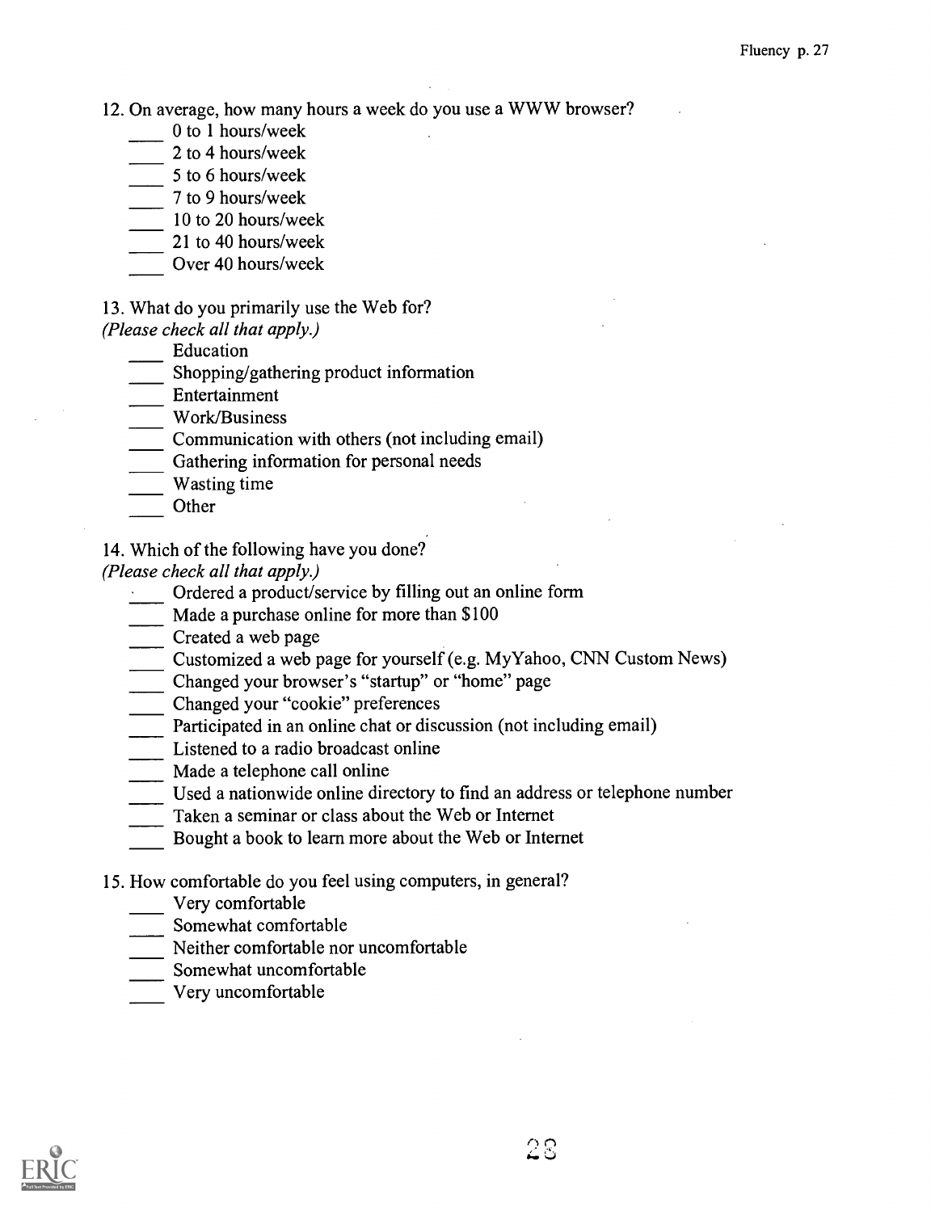12. On average, how many hours a week do you use a WWW browser?

____ 0 to 1 hours/week
____ 2 to 4 hours/week
____ 5 to 6 hours/week
____ 7 to 9 hours/week
____ 10 to 20 hours/week
____ 21 to 40 hours/week
____ Over 40 hours/week

13. What do you primarily use the Web for?
*(Please check all that apply.)*

____ Education
____ Shopping/gathering product information
____ Entertainment
____ Work/Business
____ Communication with others (not including email)
____ Gathering information for personal needs
____ Wasting time
____ Other

14. Which of the following have you done?
*(Please check all that apply.)*

____ Ordered a product/service by filling out an online form
____ Made a purchase online for more than $100
____ Created a web page
____ Customized a web page for yourself (e.g. MyYahoo, CNN Custom News)
____ Changed your browser's "startup" or "home" page
____ Changed your "cookie" preferences
____ Participated in an online chat or discussion (not including email)
____ Listened to a radio broadcast online
____ Made a telephone call online
____ Used a nationwide online directory to find an address or telephone number
____ Taken a seminar or class about the Web or Internet
____ Bought a book to learn more about the Web or Internet

15. How comfortable do you feel using computers, in general?

____ Very comfortable
____ Somewhat comfortable
____ Neither comfortable nor uncomfortable
____ Somewhat uncomfortable
____ Very uncomfortable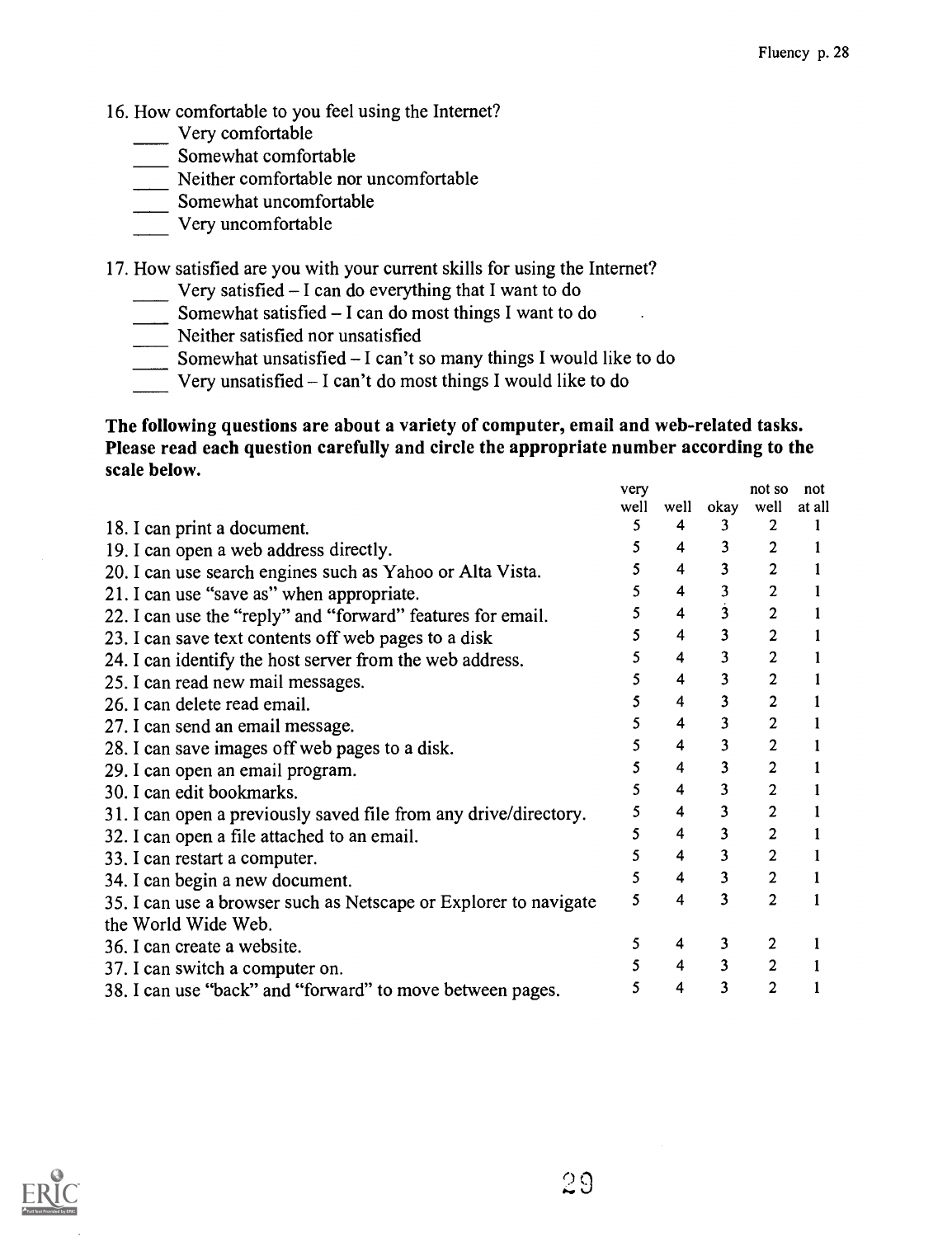16. How comfortable to you feel using the Internet?
    ____ Very comfortable
    ____ Somewhat comfortable
    ____ Neither comfortable nor uncomfortable
    ____ Somewhat uncomfortable
    ____ Very uncomfortable

17. How satisfied are you with your current skills for using the Internet?
    ____ Very satisfied – I can do everything that I want to do
    ____ Somewhat satisfied – I can do most things I want to do
    ____ Neither satisfied nor unsatisfied
    ____ Somewhat unsatisfied – I can't so many things I would like to do
    ____ Very unsatisfied – I can't do most things I would like to do

**The following questions are about a variety of computer, email and web-related tasks. Please read each question carefully and circle the appropriate number according to the scale below.**

| | very well | well | okay | not so well | not at all |
|---|---|---|---|---|---|
| 18. I can print a document. | 5 | 4 | 3 | 2 | 1 |
| 19. I can open a web address directly. | 5 | 4 | 3 | 2 | 1 |
| 20. I can use search engines such as Yahoo or Alta Vista. | 5 | 4 | 3 | 2 | 1 |
| 21. I can use "save as" when appropriate. | 5 | 4 | 3 | 2 | 1 |
| 22. I can use the "reply" and "forward" features for email. | 5 | 4 | 3 | 2 | 1 |
| 23. I can save text contents off web pages to a disk | 5 | 4 | 3 | 2 | 1 |
| 24. I can identify the host server from the web address. | 5 | 4 | 3 | 2 | 1 |
| 25. I can read new mail messages. | 5 | 4 | 3 | 2 | 1 |
| 26. I can delete read email. | 5 | 4 | 3 | 2 | 1 |
| 27. I can send an email message. | 5 | 4 | 3 | 2 | 1 |
| 28. I can save images off web pages to a disk. | 5 | 4 | 3 | 2 | 1 |
| 29. I can open an email program. | 5 | 4 | 3 | 2 | 1 |
| 30. I can edit bookmarks. | 5 | 4 | 3 | 2 | 1 |
| 31. I can open a previously saved file from any drive/directory. | 5 | 4 | 3 | 2 | 1 |
| 32. I can open a file attached to an email. | 5 | 4 | 3 | 2 | 1 |
| 33. I can restart a computer. | 5 | 4 | 3 | 2 | 1 |
| 34. I can begin a new document. | 5 | 4 | 3 | 2 | 1 |
| 35. I can use a browser such as Netscape or Explorer to navigate the World Wide Web. | 5 | 4 | 3 | 2 | 1 |
| 36. I can create a website. | 5 | 4 | 3 | 2 | 1 |
| 37. I can switch a computer on. | 5 | 4 | 3 | 2 | 1 |
| 38. I can use "back" and "forward" to move between pages. | 5 | 4 | 3 | 2 | 1 |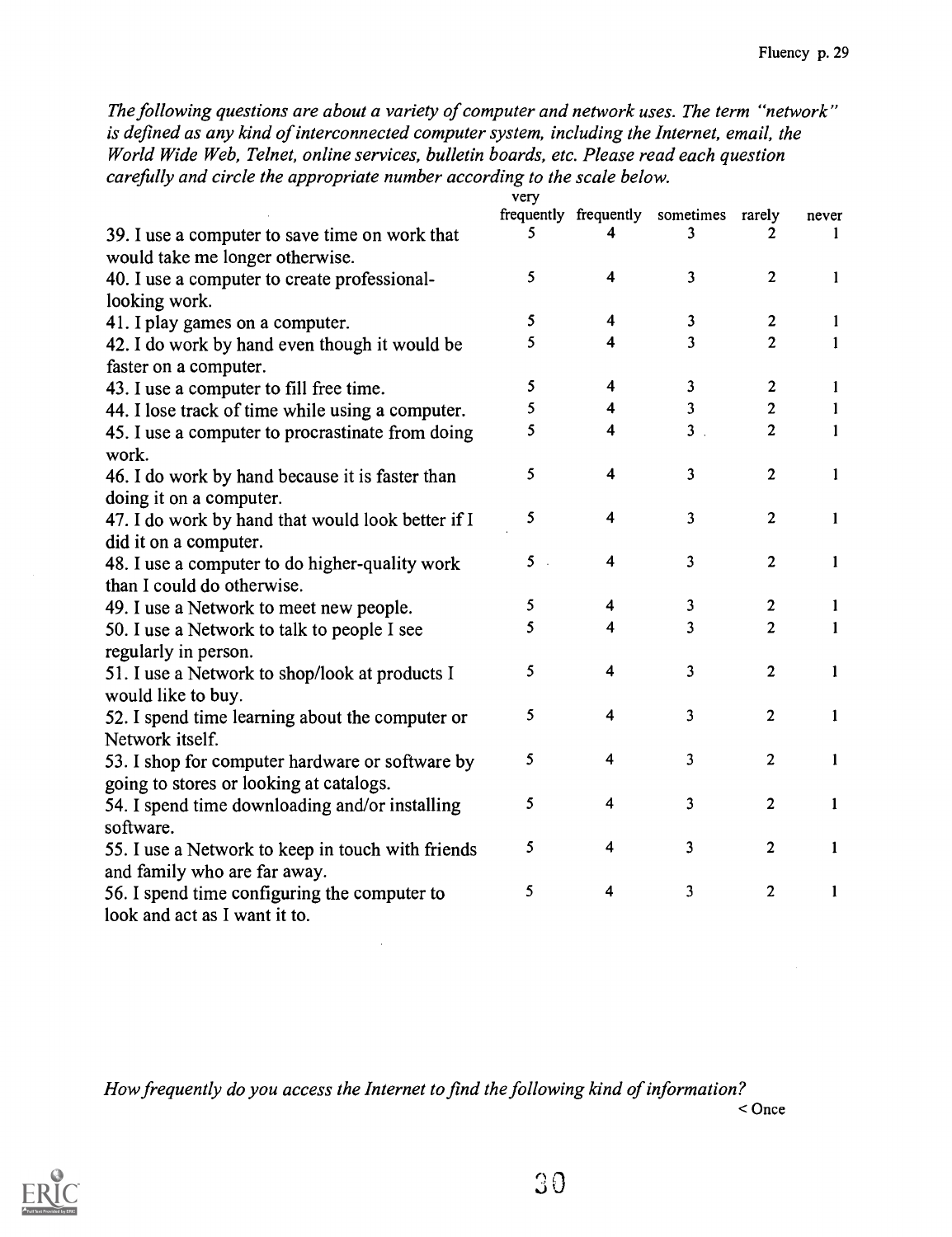*The following questions are about a variety of computer and network uses. The term "network" is defined as any kind of interconnected computer system, including the Internet, email, the World Wide Web, Telnet, online services, bulletin boards, etc. Please read each question carefully and circle the appropriate number according to the scale below.*

| | very frequently | frequently | sometimes | rarely | never |
|---|---|---|---|---|---|
| 39. I use a computer to save time on work that would take me longer otherwise. | 5 | 4 | 3 | 2 | 1 |
| 40. I use a computer to create professional-looking work. | 5 | 4 | 3 | 2 | 1 |
| 41. I play games on a computer. | 5 | 4 | 3 | 2 | 1 |
| 42. I do work by hand even though it would be faster on a computer. | 5 | 4 | 3 | 2 | 1 |
| 43. I use a computer to fill free time. | 5 | 4 | 3 | 2 | 1 |
| 44. I lose track of time while using a computer. | 5 | 4 | 3 | 2 | 1 |
| 45. I use a computer to procrastinate from doing work. | 5 | 4 | 3 | 2 | 1 |
| 46. I do work by hand because it is faster than doing it on a computer. | 5 | 4 | 3 | 2 | 1 |
| 47. I do work by hand that would look better if I did it on a computer. | 5 | 4 | 3 | 2 | 1 |
| 48. I use a computer to do higher-quality work than I could do otherwise. | 5 | 4 | 3 | 2 | 1 |
| 49. I use a Network to meet new people. | 5 | 4 | 3 | 2 | 1 |
| 50. I use a Network to talk to people I see regularly in person. | 5 | 4 | 3 | 2 | 1 |
| 51. I use a Network to shop/look at products I would like to buy. | 5 | 4 | 3 | 2 | 1 |
| 52. I spend time learning about the computer or Network itself. | 5 | 4 | 3 | 2 | 1 |
| 53. I shop for computer hardware or software by going to stores or looking at catalogs. | 5 | 4 | 3 | 2 | 1 |
| 54. I spend time downloading and/or installing software. | 5 | 4 | 3 | 2 | 1 |
| 55. I use a Network to keep in touch with friends and family who are far away. | 5 | 4 | 3 | 2 | 1 |
| 56. I spend time configuring the computer to look and act as I want it to. | 5 | 4 | 3 | 2 | 1 |

*How frequently do you access the Internet to find the following kind of information?*

< Once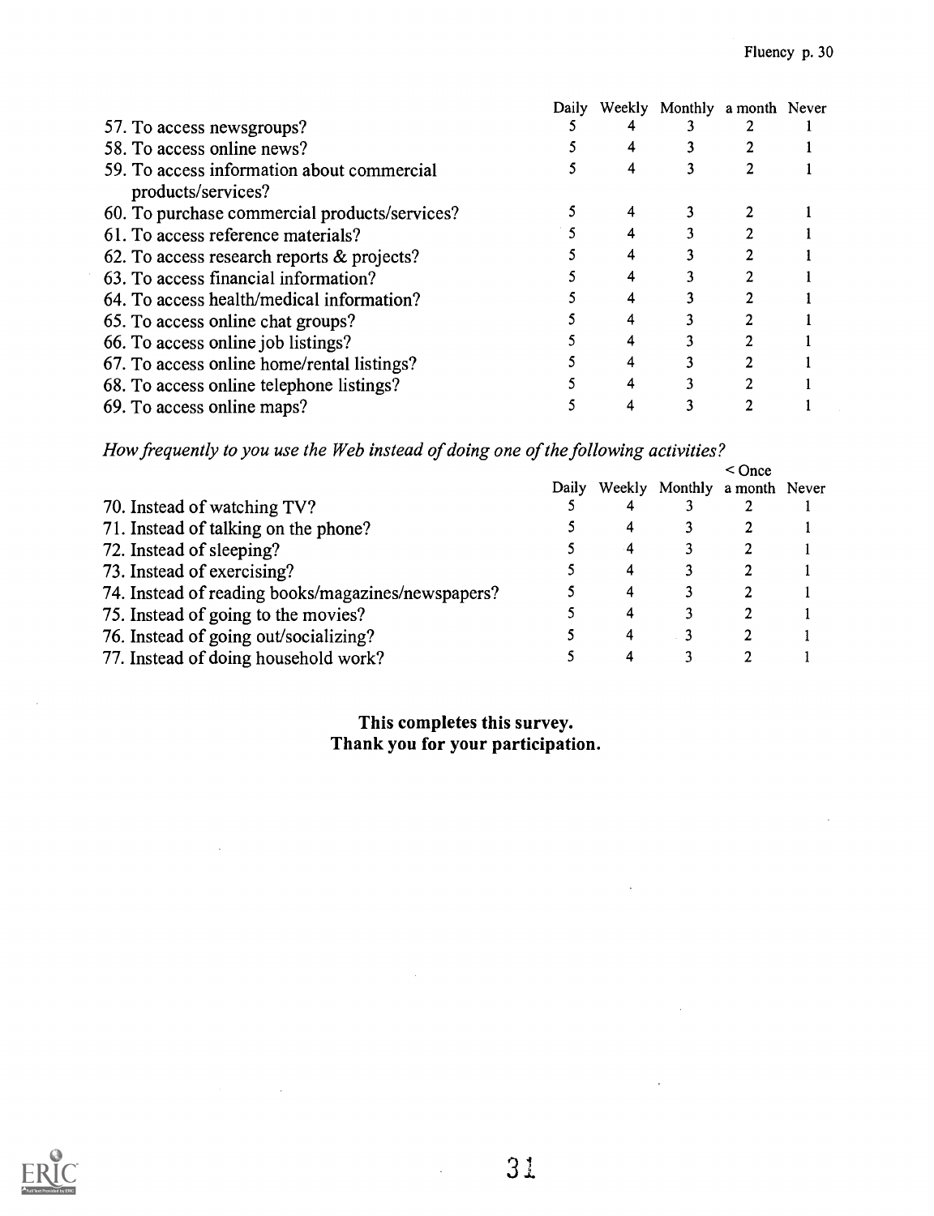| | Daily | Weekly | Monthly | a month | Never |
|---|---|---|---|---|---|
| 57. To access newsgroups? | 5 | 4 | 3 | 2 | 1 |
| 58. To access online news? | 5 | 4 | 3 | 2 | 1 |
| 59. To access information about commercial products/services? | 5 | 4 | 3 | 2 | 1 |
| 60. To purchase commercial products/services? | 5 | 4 | 3 | 2 | 1 |
| 61. To access reference materials? | 5 | 4 | 3 | 2 | 1 |
| 62. To access research reports & projects? | 5 | 4 | 3 | 2 | 1 |
| 63. To access financial information? | 5 | 4 | 3 | 2 | 1 |
| 64. To access health/medical information? | 5 | 4 | 3 | 2 | 1 |
| 65. To access online chat groups? | 5 | 4 | 3 | 2 | 1 |
| 66. To access online job listings? | 5 | 4 | 3 | 2 | 1 |
| 67. To access online home/rental listings? | 5 | 4 | 3 | 2 | 1 |
| 68. To access online telephone listings? | 5 | 4 | 3 | 2 | 1 |
| 69. To access online maps? | 5 | 4 | 3 | 2 | 1 |

*How frequently to you use the Web instead of doing one of the following activities?*

| | Daily | Weekly | Monthly | < Once a month | Never |
|---|---|---|---|---|---|
| 70. Instead of watching TV? | 5 | 4 | 3 | 2 | 1 |
| 71. Instead of talking on the phone? | 5 | 4 | 3 | 2 | 1 |
| 72. Instead of sleeping? | 5 | 4 | 3 | 2 | 1 |
| 73. Instead of exercising? | 5 | 4 | 3 | 2 | 1 |
| 74. Instead of reading books/magazines/newspapers? | 5 | 4 | 3 | 2 | 1 |
| 75. Instead of going to the movies? | 5 | 4 | 3 | 2 | 1 |
| 76. Instead of going out/socializing? | 5 | 4 | 3 | 2 | 1 |
| 77. Instead of doing household work? | 5 | 4 | 3 | 2 | 1 |

**This completes this survey.**
**Thank you for your participation.**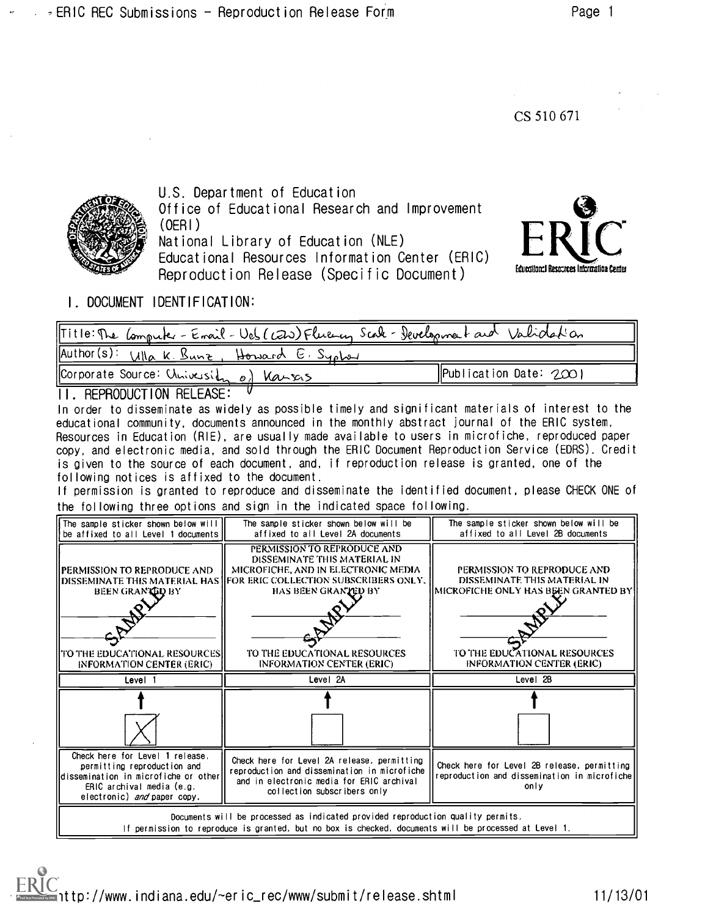CS 510 671

U.S. Department of Education
Office of Educational Research and Improvement (OERI)
National Library of Education (NLE)
Educational Resources Information Center (ERIC)
Reproduction Release (Specific Document)

## I. DOCUMENT IDENTIFICATION:

| | |
|---|---|
| Title: The Computer - Email - Web (CEW) Fluency Scale - Development and Validation | |
| Author(s): Ulla K. Bunz, Howard E. Sypher | |
| Corporate Source: University of Kansas | Publication Date: 2001 |

## II. REPRODUCTION RELEASE:

In order to disseminate as widely as possible timely and significant materials of interest to the educational community, documents announced in the monthly abstract journal of the ERIC system, Resources in Education (RIE), are usually made available to users in microfiche, reproduced paper copy, and electronic media, and sold through the ERIC Document Reproduction Service (EDRS). Credit is given to the source of each document, and, if reproduction release is granted, one of the following notices is affixed to the document.

If permission is granted to reproduce and disseminate the identified document, please CHECK ONE of the following three options and sign in the indicated space following.

| The sample sticker shown below will be affixed to all Level 1 documents | The sample sticker shown below will be affixed to all Level 2A documents | The sample sticker shown below will be affixed to all Level 2B documents |
|---|---|---|
| PERMISSION TO REPRODUCE AND DISSEMINATE THIS MATERIAL HAS BEEN GRANTED BY SAMPLE TO THE EDUCATIONAL RESOURCES INFORMATION CENTER (ERIC) | PERMISSION TO REPRODUCE AND DISSEMINATE THIS MATERIAL IN MICROFICHE, AND IN ELECTRONIC MEDIA FOR ERIC COLLECTION SUBSCRIBERS ONLY, HAS BEEN GRANTED BY SAMPLE TO THE EDUCATIONAL RESOURCES INFORMATION CENTER (ERIC) | PERMISSION TO REPRODUCE AND DISSEMINATE THIS MATERIAL IN MICROFICHE ONLY HAS BEEN GRANTED BY SAMPLE TO THE EDUCATIONAL RESOURCES INFORMATION CENTER (ERIC) |
| Level 1 | Level 2A | Level 2B |
| X | | |
| Check here for Level 1 release, permitting reproduction and dissemination in microfiche or other ERIC archival media (e.g. electronic) *and* paper copy. | Check here for Level 2A release, permitting reproduction and dissemination in microfiche and in electronic media for ERIC archival collection subscribers only | Check here for Level 2B release, permitting reproduction and dissemination in microfiche only |

Documents will be processed as indicated provided reproduction quality permits.
If permission to reproduce is granted, but no box is checked, documents will be processed at Level 1.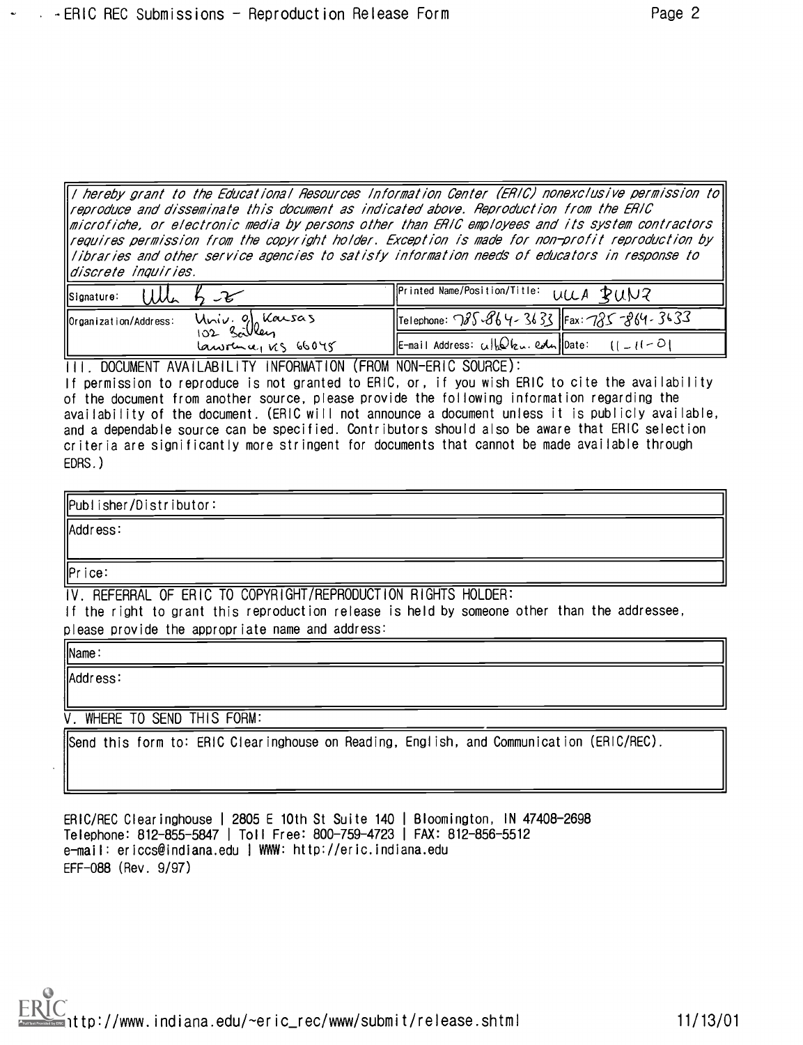*I hereby grant to the Educational Resources Information Center (ERIC) nonexclusive permission to reproduce and disseminate this document as indicated above. Reproduction from the ERIC microfiche, or electronic media by persons other than ERIC employees and its system contractors requires permission from the copyright holder. Exception is made for non-profit reproduction by libraries and other service agencies to satisfy information needs of educators in response to discrete inquiries.*

| | | | |
|---|---|---|---|
| Signature: Ulla B-z | | Printed Name/Position/Title: ULLA BUNZ | |
| Organization/Address: Univ. of Kansas 102 Bailey Lawrence, KS 66045 | | Telephone: 785-864-3633 | Fax: 785-864-3633 |
| | | E-mail Address: ulla@ku.edu | Date: 11-11-01 |

III. DOCUMENT AVAILABILITY INFORMATION (FROM NON-ERIC SOURCE):

If permission to reproduce is not granted to ERIC, or, if you wish ERIC to cite the availability of the document from another source, please provide the following information regarding the availability of the document. (ERIC will not announce a document unless it is publicly available, and a dependable source can be specified. Contributors should also be aware that ERIC selection criteria are significantly more stringent for documents that cannot be made available through EDRS.)

| |
|---|
| Publisher/Distributor: |
| Address: |
| Price: |

IV. REFERRAL OF ERIC TO COPYRIGHT/REPRODUCTION RIGHTS HOLDER:

If the right to grant this reproduction release is held by someone other than the addressee, please provide the appropriate name and address:

| |
|---|
| Name: |
| Address: |

V. WHERE TO SEND THIS FORM:

| |
|---|
| Send this form to: ERIC Clearinghouse on Reading, English, and Communication (ERIC/REC). |

ERIC/REC Clearinghouse | 2805 E 10th St Suite 140 | Bloomington, IN 47408-2698
Telephone: 812-855-5847 | Toll Free: 800-759-4723 | FAX: 812-856-5512
e-mail: ericcs@indiana.edu | WWW: http://eric.indiana.edu
EFF-088 (Rev. 9/97)